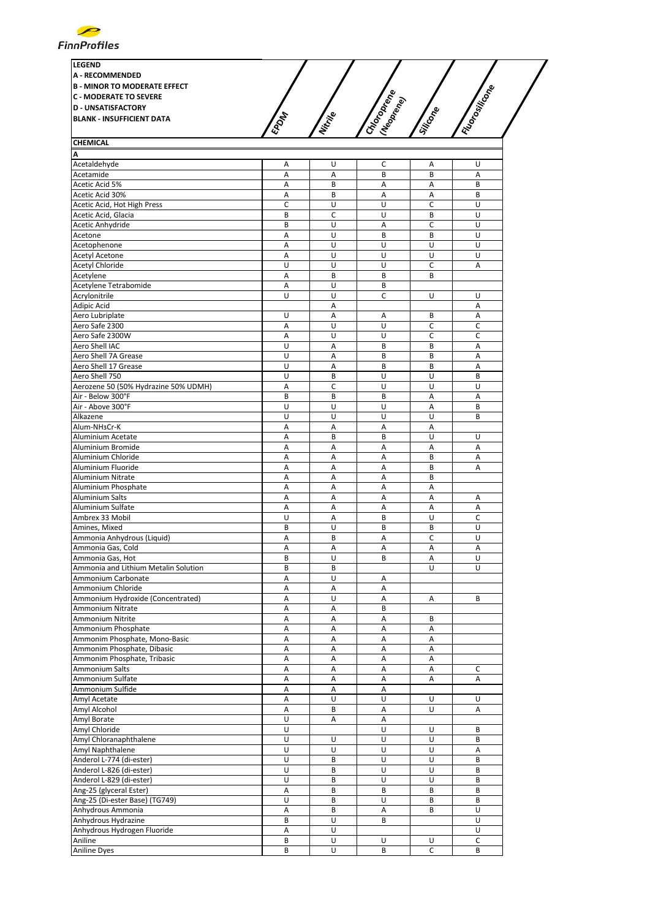**LEGEND**
**A - RECOMMENDED**
**B - MINOR TO MODERATE EFFECT**
**C - MODERATE TO SEVERE**
**D - UNSATISFACTORY**
**BLANK - INSUFFICIENT DATA**

| CHEMICAL | EPDM | Nitrile | Chloroprene (Neoprene) | Silicone | Fluorosilicone |
|---|---|---|---|---|---|
| **A** | | | | | |
| Acetaldehyde | A | U | C | A | U |
| Acetamide | A | A | B | B | A |
| Acetic Acid 5% | A | B | A | A | B |
| Acetic Acid 30% | A | B | A | A | B |
| Acetic Acid, Hot High Press | C | U | U | C | U |
| Acetic Acid, Glacia | B | C | U | B | U |
| Acetic Anhydride | B | U | A | C | U |
| Acetone | A | U | B | B | U |
| Acetophenone | A | U | U | U | U |
| Acetyl Acetone | A | U | U | U | U |
| Acetyl Chloride | U | U | U | C | A |
| Acetylene | A | B | B | B | |
| Acetylene Tetrabomide | A | U | B | | |
| Acrylonitrile | U | U | C | U | U |
| Adipic Acid | | A | | | A |
| Aero Lubriplate | U | A | A | B | A |
| Aero Safe 2300 | A | U | U | C | C |
| Aero Safe 2300W | A | U | U | C | C |
| Aero Shell IAC | U | A | B | B | A |
| Aero Shell 7A Grease | U | A | B | B | A |
| Aero Shell 17 Grease | U | A | B | B | A |
| Aero Shell 750 | U | B | U | U | B |
| Aerozene 50 (50% Hydrazine 50% UDMH) | A | C | U | U | U |
| Air - Below 300°F | B | B | B | A | A |
| Air - Above 300°F | U | U | U | A | B |
| Alkazene | U | U | U | U | B |
| Alum-$NH_3$Cr-K | A | A | A | A | |
| Aluminium Acetate | A | B | B | U | U |
| Aluminium Bromide | A | A | A | A | A |
| Aluminium Chloride | A | A | A | B | A |
| Aluminium Fluoride | A | A | A | B | A |
| Aluminium Nitrate | A | A | A | B | |
| Aluminium Phosphate | A | A | A | A | |
| Aluminium Salts | A | A | A | A | A |
| Aluminium Sulfate | A | A | A | A | A |
| Ambrex 33 Mobil | U | A | B | U | C |
| Amines, Mixed | B | U | B | B | U |
| Ammonia Anhydrous (Liquid) | A | B | A | C | U |
| Ammonia Gas, Cold | A | A | A | A | A |
| Ammonia Gas, Hot | B | U | B | A | U |
| Ammonia and Lithium Metalin Solution | B | B | | U | U |
| Ammonium Carbonate | A | U | A | | |
| Ammonium Chloride | A | A | A | | |
| Ammonium Hydroxide (Concentrated) | A | U | A | A | B |
| Ammonium Nitrate | A | A | B | | |
| Ammonium Nitrite | A | A | A | B | |
| Ammonium Phosphate | A | A | A | A | |
| Ammonim Phosphate, Mono-Basic | A | A | A | A | |
| Ammonim Phosphate, Dibasic | A | A | A | A | |
| Ammonim Phosphate, Tribasic | A | A | A | A | |
| Ammonium Salts | A | A | A | A | C |
| Ammonium Sulfate | A | A | A | A | A |
| Ammonium Sulfide | A | A | A | | |
| Amyl Acetate | A | U | U | U | U |
| Amyl Alcohol | A | B | A | U | A |
| Amyl Borate | U | A | A | | |
| Amyl Chloride | U | | U | U | B |
| Amyl Chloranaphthalene | U | U | U | U | B |
| Amyl Naphthalene | U | U | U | U | A |
| Anderol L-774 (di-ester) | U | B | U | U | B |
| Anderol L-826 (di-ester) | U | B | U | U | B |
| Anderol L-829 (di-ester) | U | B | U | U | B |
| Ang-25 (glyceral Ester) | A | B | B | B | B |
| Ang-25 (Di-ester Base) (TG749) | U | B | U | B | B |
| Anhydrous Ammonia | A | B | A | B | U |
| Anhydrous Hydrazine | B | U | B | | U |
| Anhydrous Hydrogen Fluoride | A | U | | | U |
| Aniline | B | U | U | U | C |
| Aniline Dyes | B | U | B | C | B |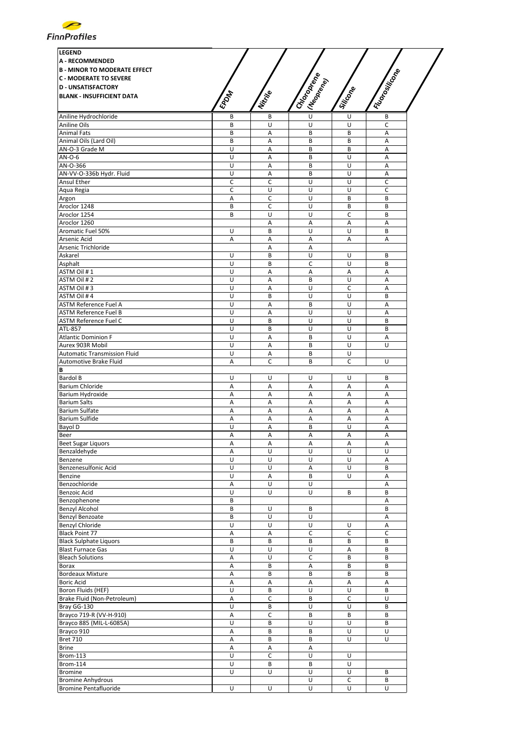| LEGEND<br>A - RECOMMENDED<br>B - MINOR TO MODERATE EFFECT<br>C - MODERATE TO SEVERE<br>D - UNSATISFACTORY<br>BLANK - INSUFFICIENT DATA | EPDM | Nitrile | Chloroprene (Neoprene) | Silicone | Fluorosilicone |
|---|---|---|---|---|---|
| Aniline Hydrochloride | B | B | U | U | B |
| Aniline Oils | B | U | U | U | C |
| Animal Fats | B | A | B | B | A |
| Animal Oils (Lard Oil) | B | A | B | B | A |
| AN-O-3 Grade M | U | A | B | B | A |
| AN-O-6 | U | A | B | U | A |
| AN-O-366 | U | A | B | U | A |
| AN-VV-O-336b Hydr. Fluid | U | A | B | U | A |
| Ansul Ether | C | C | U | U | C |
| Aqua Regia | C | U | U | U | C |
| Argon | A | C | U | B | B |
| Aroclor 1248 | B | C | U | B | B |
| Aroclor 1254 | B | U | U | C | B |
| Aroclor 1260 | | A | A | A | A |
| Aromatic Fuel 50% | U | B | U | U | B |
| Arsenic Acid | A | A | A | A | A |
| Arsenic Trichloride | | A | A | | |
| Askarel | U | B | U | U | B |
| Asphalt | U | B | C | U | B |
| ASTM Oil # 1 | U | A | A | A | A |
| ASTM Oil # 2 | U | A | B | U | A |
| ASTM Oil # 3 | U | A | U | C | A |
| ASTM Oil # 4 | U | B | U | U | B |
| ASTM Reference Fuel A | U | A | B | U | A |
| ASTM Reference Fuel B | U | A | U | U | A |
| ASTM Reference Fuel C | U | B | U | U | B |
| ATL-857 | U | B | U | U | B |
| Atlantic Dominion F | U | A | B | U | A |
| Aurex 903R Mobil | U | A | B | U | U |
| Automatic Transmission Fluid | U | A | B | U | |
| Automotive Brake Fluid | A | C | B | C | U |
| **B** | | | | | |
| Bardol B | U | U | U | U | B |
| Barium Chloride | A | A | A | A | A |
| Barium Hydroxide | A | A | A | A | A |
| Barium Salts | A | A | A | A | A |
| Barium Sulfate | A | A | A | A | A |
| Barium Sulfide | A | A | A | A | A |
| Bayol D | U | A | B | U | A |
| Beer | A | A | A | A | A |
| Beet Sugar Liquors | A | A | A | A | A |
| Benzaldehyde | A | U | U | U | U |
| Benzene | U | U | U | U | A |
| Benzenesulfonic Acid | U | U | A | U | B |
| Benzine | U | A | B | U | A |
| Benzochloride | A | U | U | | A |
| Benzoic Acid | U | U | U | B | B |
| Benzophenone | B | | | | A |
| Benzyl Alcohol | B | U | B | | B |
| Benzyl Benzoate | B | U | U | | A |
| Benzyl Chloride | U | U | U | U | A |
| Black Point 77 | A | A | C | C | C |
| Black Sulphate Liquors | B | B | B | B | B |
| Blast Furnace Gas | U | U | U | A | B |
| Bleach Solutions | A | U | C | B | B |
| Borax | A | B | A | B | B |
| Bordeaux Mixture | A | B | B | B | B |
| Boric Acid | A | A | A | A | A |
| Boron Fluids (HEF) | U | B | U | U | B |
| Brake Fluid (Non-Petroleum) | A | C | B | C | U |
| Bray GG-130 | U | B | U | U | B |
| Brayco 719-R (VV-H-910) | A | C | B | B | B |
| Brayco 885 (MIL-L-6085A) | U | B | U | U | B |
| Brayco 910 | A | B | B | U | U |
| Bret 710 | A | B | B | U | U |
| Brine | A | A | A | | |
| Brom-113 | U | C | U | U | |
| Brom-114 | U | B | B | U | |
| Bromine | U | U | U | U | B |
| Bromine Anhydrous | | | U | C | B |
| Bromine Pentafluoride | U | U | U | U | U |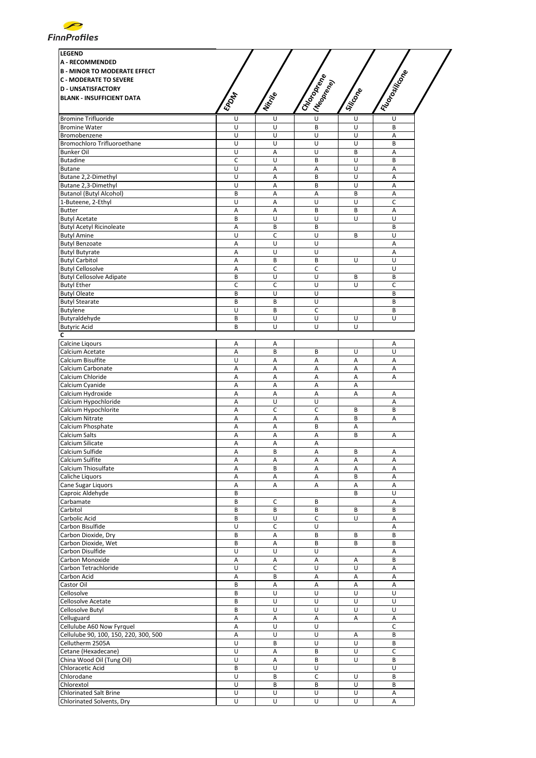| LEGEND<br>A - RECOMMENDED<br>B - MINOR TO MODERATE EFFECT<br>C - MODERATE TO SEVERE<br>D - UNSATISFACTORY<br>BLANK - INSUFFICIENT DATA | EPDM | Nitrile | Chloroprene (Neoprene) | Silicone | Fluorosilicone |
|---|---|---|---|---|---|
| Bromine Trifluoride | U | U | U | U | U |
| Bromine Water | U | U | B | U | B |
| Bromobenzene | U | U | U | U | A |
| Bromochloro Trifluoroethane | U | U | U | U | B |
| Bunker Oil | U | A | U | B | A |
| Butadine | C | U | B | U | B |
| Butane | U | A | A | U | A |
| Butane 2,2-Dimethyl | U | A | B | U | A |
| Butane 2,3-Dimethyl | U | A | B | U | A |
| Butanol (Butyl Alcohol) | B | A | A | B | A |
| 1-Buteene, 2-Ethyl | U | A | U | U | C |
| Butter | A | A | B | B | A |
| Butyl Acetate | B | U | U | U | U |
| Butyl Acetyl Ricinoleate | A | B | B | | B |
| Butyl Amine | U | C | U | B | U |
| Butyl Benzoate | A | U | U | | A |
| Butyl Butyrate | A | U | U | | A |
| Butyl Carbitol | A | B | B | U | U |
| Butyl Cellosolve | A | C | C | | U |
| Butyl Cellosolve Adipate | B | U | U | B | B |
| Butyl Ether | C | C | U | U | C |
| Butyl Oleate | B | U | U | | B |
| Butyl Stearate | B | B | U | | B |
| Butylene | U | B | C | | B |
| Butyraldehyde | B | U | U | U | U |
| Butyric Acid | B | U | U | U | |
| **C** | | | | | |
| Calcine Liqours | A | A | | | A |
| Calcium Acetate | A | B | B | U | U |
| Calcium Bisulfite | U | A | A | A | A |
| Calcium Carbonate | A | A | A | A | A |
| Calcium Chloride | A | A | A | A | A |
| Calcium Cyanide | A | A | A | A | |
| Calcium Hydroxide | A | A | A | A | A |
| Calcium Hypochloride | A | U | U | | A |
| Calcium Hypochlorite | A | C | C | B | B |
| Calcium Nitrate | A | A | A | B | A |
| Calcium Phosphate | A | A | B | A | |
| Calcium Salts | A | A | A | B | A |
| Calcium Silicate | A | A | A | | |
| Calcium Sulfide | A | B | A | B | A |
| Calcium Sulfite | A | A | A | A | A |
| Calcium Thiosulfate | A | B | A | A | A |
| Caliche Liquors | A | A | A | B | A |
| Cane Sugar Liquors | A | A | A | A | A |
| Caproic Aldehyde | B | | | B | U |
| Carbamate | B | C | B | | A |
| Carbitol | B | B | B | B | B |
| Carbolic Acid | B | U | C | U | A |
| Carbon Bisulfide | U | C | U | | A |
| Carbon Dioxide, Dry | B | A | B | B | B |
| Carbon Dioxide, Wet | B | A | B | B | B |
| Carbon Disulfide | U | U | U | | A |
| Carbon Monoxide | A | A | A | A | B |
| Carbon Tetrachloride | U | C | U | U | A |
| Carbon Acid | A | B | A | A | A |
| Castor Oil | B | A | A | A | A |
| Cellosolve | B | U | U | U | U |
| Cellosolve Acetate | B | U | U | U | U |
| Cellosolve Butyl | B | U | U | U | U |
| Celluguard | A | A | A | A | A |
| Cellulube A60 Now Fyrquel | A | U | U | | C |
| Cellulube 90, 100, 150, 220, 300, 500 | A | U | U | A | B |
| Cellutherm 2505A | U | B | U | U | B |
| Cetane (Hexadecane) | U | A | B | U | C |
| China Wood Oil (Tung Oil) | U | A | B | U | B |
| Chloracetic Acid | B | U | U | | U |
| Chlorodane | U | B | C | U | B |
| Chlorextol | U | B | B | U | B |
| Chlorinated Salt Brine | U | U | U | U | A |
| Chlorinated Solvents, Dry | U | U | U | U | A |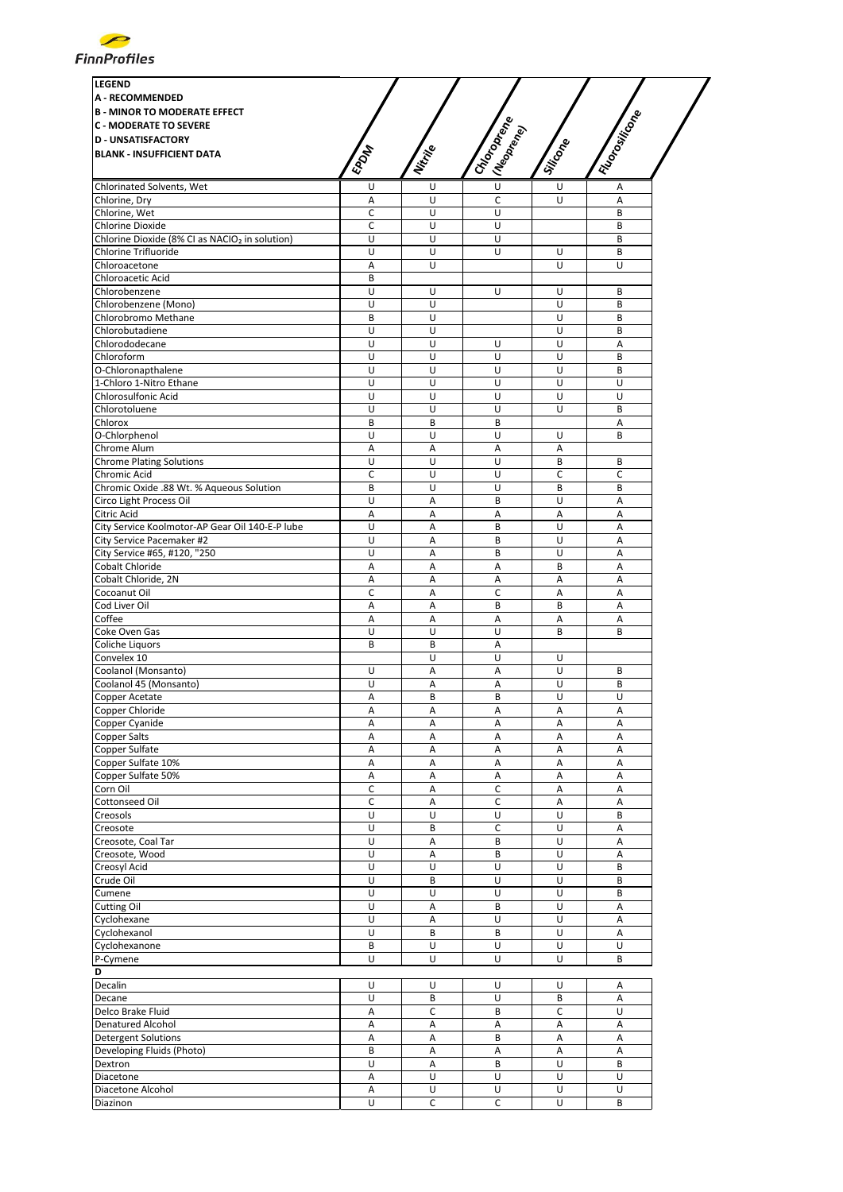| LEGEND<br>A - RECOMMENDED<br>B - MINOR TO MODERATE EFFECT<br>C - MODERATE TO SEVERE<br>D - UNSATISFACTORY<br>BLANK - INSUFFICIENT DATA | EPDM | Nitrile | Chloroprene (Neoprene) | Silicone | Fluorosilicone |
|---|---|---|---|---|---|
| Chlorinated Solvents, Wet | U | U | U | U | A |
| Chlorine, Dry | A | U | C | U | A |
| Chlorine, Wet | C | U | U | | B |
| Chlorine Dioxide | C | U | U | | B |
| Chlorine Dioxide (8% Cl as $NaClO_2$ in solution) | U | U | U | | B |
| Chlorine Trifluoride | U | U | U | U | B |
| Chloroacetone | A | U | | U | U |
| Chloroacetic Acid | B | | | | |
| Chlorobenzene | U | U | U | U | B |
| Chlorobenzene (Mono) | U | U | | U | B |
| Chlorobromo Methane | B | U | | U | B |
| Chlorobutadiene | U | U | | U | B |
| Chlorododecane | U | U | U | U | A |
| Chloroform | U | U | U | U | B |
| O-Chloronapthalene | U | U | U | U | B |
| 1-Chloro 1-Nitro Ethane | U | U | U | U | U |
| Chlorosulfonic Acid | U | U | U | U | U |
| Chlorotoluene | U | U | U | U | B |
| Chlorox | B | B | B | | A |
| O-Chlorphenol | U | U | U | U | B |
| Chrome Alum | A | A | A | A | |
| Chrome Plating Solutions | U | U | U | B | B |
| Chromic Acid | C | U | U | C | C |
| Chromic Oxide .88 Wt. % Aqueous Solution | B | U | U | B | B |
| Circo Light Process Oil | U | A | B | U | A |
| Citric Acid | A | A | A | A | A |
| City Service Koolmotor-AP Gear Oil 140-E-P lube | U | A | B | U | A |
| City Service Pacemaker #2 | U | A | B | U | A |
| City Service #65, #120, "250 | U | A | B | U | A |
| Cobalt Chloride | A | A | A | B | A |
| Cobalt Chloride, 2N | A | A | A | A | A |
| Cocoanut Oil | C | A | C | A | A |
| Cod Liver Oil | A | A | B | B | A |
| Coffee | A | A | A | A | A |
| Coke Oven Gas | U | U | U | B | B |
| Coliche Liquors | B | B | A | | |
| Convelex 10 | | U | U | U | |
| Coolanol (Monsanto) | U | A | A | U | B |
| Coolanol 45 (Monsanto) | U | A | A | U | B |
| Copper Acetate | A | B | B | U | U |
| Copper Chloride | A | A | A | A | A |
| Copper Cyanide | A | A | A | A | A |
| Copper Salts | A | A | A | A | A |
| Copper Sulfate | A | A | A | A | A |
| Copper Sulfate 10% | A | A | A | A | A |
| Copper Sulfate 50% | A | A | A | A | A |
| Corn Oil | C | A | C | A | A |
| Cottonseed Oil | C | A | C | A | A |
| Creosols | U | U | U | U | B |
| Creosote | U | B | C | U | A |
| Creosote, Coal Tar | U | A | B | U | A |
| Creosote, Wood | U | A | B | U | A |
| Creosyl Acid | U | U | U | U | B |
| Crude Oil | U | B | U | U | B |
| Cumene | U | U | U | U | B |
| Cutting Oil | U | A | B | U | A |
| Cyclohexane | U | A | U | U | A |
| Cyclohexanol | U | B | B | U | A |
| Cyclohexanone | B | U | U | U | U |
| P-Cymene | U | U | U | U | B |
| **D** | | | | | |
| Decalin | U | U | U | U | A |
| Decane | U | B | U | B | A |
| Delco Brake Fluid | A | C | B | C | U |
| Denatured Alcohol | A | A | A | A | A |
| Detergent Solutions | A | A | B | A | A |
| Developing Fluids (Photo) | B | A | A | A | A |
| Dextron | U | A | B | U | B |
| Diacetone | A | U | U | U | U |
| Diacetone Alcohol | A | U | U | U | U |
| Diazinon | U | C | C | U | B |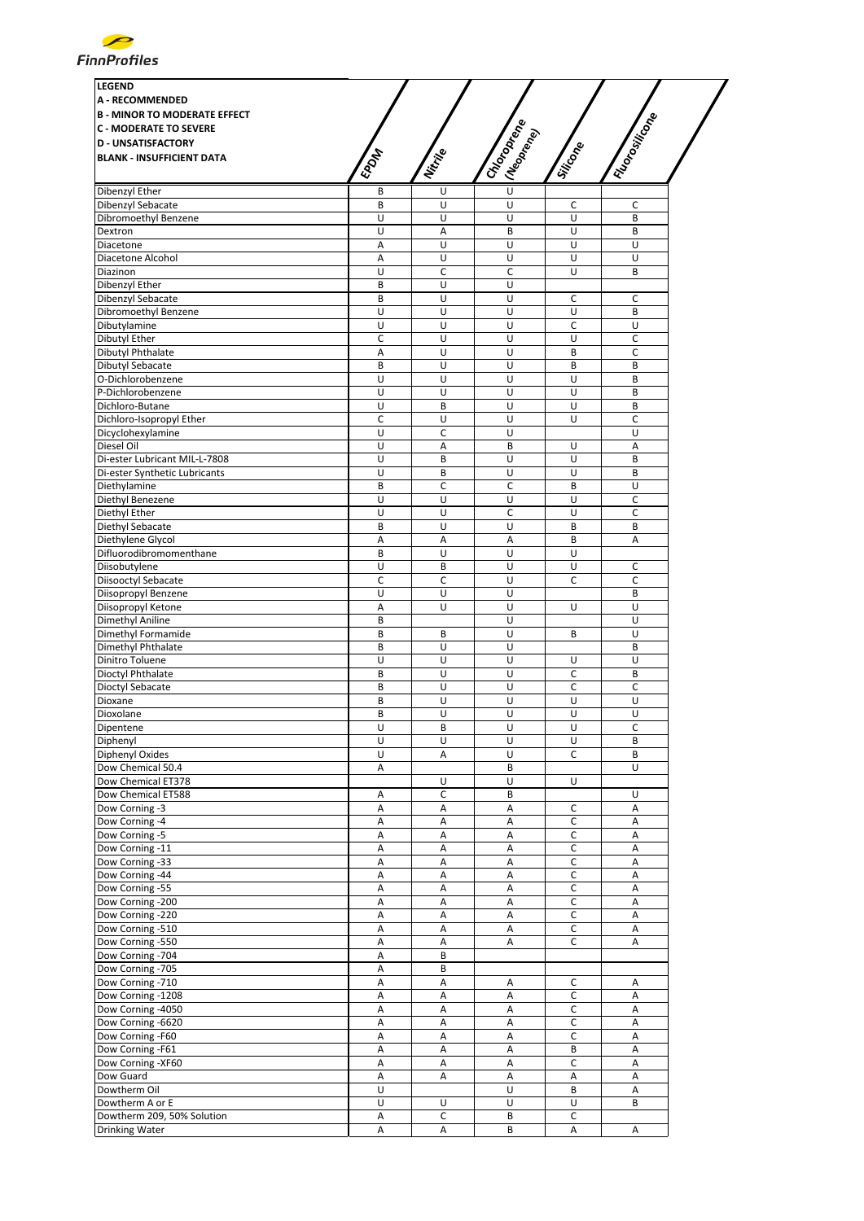| LEGEND<br>A - RECOMMENDED<br>B - MINOR TO MODERATE EFFECT<br>C - MODERATE TO SEVERE<br>D - UNSATISFACTORY<br>BLANK - INSUFFICIENT DATA | EPDM | Nitrile | Chloroprene (Neoprene) | Silicone | Fluorosilicone |
|---|---|---|---|---|---|
| Dibenzyl Ether | B | U | U | | |
| Dibenzyl Sebacate | B | U | U | C | C |
| Dibromoethyl Benzene | U | U | U | U | B |
| Dextron | U | A | B | U | B |
| Diacetone | A | U | U | U | U |
| Diacetone Alcohol | A | U | U | U | U |
| Diazinon | U | C | C | U | B |
| Dibenzyl Ether | B | U | U | | |
| Dibenzyl Sebacate | B | U | U | C | C |
| Dibromoethyl Benzene | U | U | U | U | B |
| Dibutylamine | U | U | U | C | U |
| Dibutyl Ether | C | U | U | U | C |
| Dibutyl Phthalate | A | U | U | B | C |
| Dibutyl Sebacate | B | U | U | B | B |
| O-Dichlorobenzene | U | U | U | U | B |
| P-Dichlorobenzene | U | U | U | U | B |
| Dichloro-Butane | U | B | U | U | B |
| Dichloro-Isopropyl Ether | C | U | U | U | C |
| Dicyclohexylamine | U | C | U | | U |
| Diesel Oil | U | A | B | U | A |
| Di-ester Lubricant MIL-L-7808 | U | B | U | U | B |
| Di-ester Synthetic Lubricants | U | B | U | U | B |
| Diethylamine | B | C | C | B | U |
| Diethyl Benezene | U | U | U | U | C |
| Diethyl Ether | U | U | C | U | C |
| Diethyl Sebacate | B | U | U | B | B |
| Diethylene Glycol | A | A | A | B | A |
| Difluorodibromomenthane | B | U | U | U | |
| Diisobutylene | U | B | U | U | C |
| Diisooctyl Sebacate | C | C | U | C | C |
| Diisopropyl Benzene | U | U | U | | B |
| Diisopropyl Ketone | A | U | U | U | U |
| Dimethyl Aniline | B | | U | | U |
| Dimethyl Formamide | B | B | U | B | U |
| Dimethyl Phthalate | B | U | U | | B |
| Dinitro Toluene | U | U | U | U | U |
| Dioctyl Phthalate | B | U | U | C | B |
| Dioctyl Sebacate | B | U | U | C | C |
| Dioxane | B | U | U | U | U |
| Dioxolane | B | U | U | U | U |
| Dipentene | U | B | U | U | C |
| Diphenyl | U | U | U | U | B |
| Diphenyl Oxides | U | A | U | C | B |
| Dow Chemical 50.4 | A | | B | | U |
| Dow Chemical ET378 | | U | U | U | |
| Dow Chemical ET588 | A | C | B | | U |
| Dow Corning -3 | A | A | A | C | A |
| Dow Corning -4 | A | A | A | C | A |
| Dow Corning -5 | A | A | A | C | A |
| Dow Corning -11 | A | A | A | C | A |
| Dow Corning -33 | A | A | A | C | A |
| Dow Corning -44 | A | A | A | C | A |
| Dow Corning -55 | A | A | A | C | A |
| Dow Corning -200 | A | A | A | C | A |
| Dow Corning -220 | A | A | A | C | A |
| Dow Corning -510 | A | A | A | C | A |
| Dow Corning -550 | A | A | A | C | A |
| Dow Corning -704 | A | B | | | |
| Dow Corning -705 | A | B | | | |
| Dow Corning -710 | A | A | A | C | A |
| Dow Corning -1208 | A | A | A | C | A |
| Dow Corning -4050 | A | A | A | C | A |
| Dow Corning -6620 | A | A | A | C | A |
| Dow Corning -F60 | A | A | A | C | A |
| Dow Corning -F61 | A | A | A | B | A |
| Dow Corning -XF60 | A | A | A | C | A |
| Dow Guard | A | A | A | A | A |
| Dowtherm Oil | U | | U | B | A |
| Dowtherm A or E | U | U | U | U | B |
| Dowtherm 209, 50% Solution | A | C | B | C | |
| Drinking Water | A | A | B | A | A |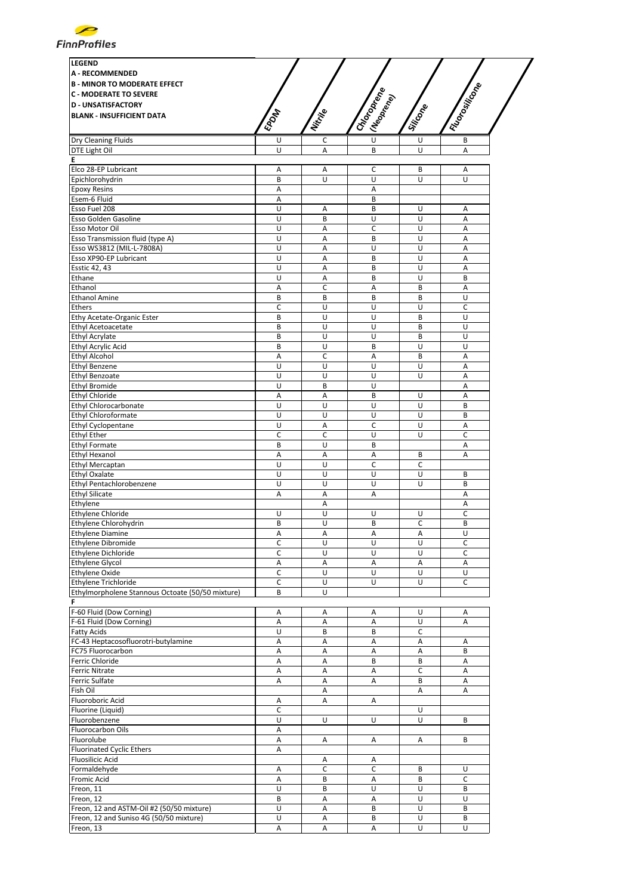| LEGEND<br>A - RECOMMENDED<br>B - MINOR TO MODERATE EFFECT<br>C - MODERATE TO SEVERE<br>D - UNSATISFACTORY<br>BLANK - INSUFFICIENT DATA | EPDM | Nitrile | Chloroprene (Neoprene) | Silicone | Fluorosilicone |
|---|---|---|---|---|---|
| Dry Cleaning Fluids | U | C | U | U | B |
| DTE Light Oil | U | A | B | U | A |
| **E** | | | | | |
| Elco 28-EP Lubricant | A | A | C | B | A |
| Epichlorohydrin | B | U | U | U | U |
| Epoxy Resins | A | | A | | |
| Esem-6 Fluid | A | | B | | |
| Esso Fuel 208 | U | A | B | U | A |
| Esso Golden Gasoline | U | B | U | U | A |
| Esso Motor Oil | U | A | C | U | A |
| Esso Transmission fluid (type A) | U | A | B | U | A |
| Esso WS3812 (MIL-L-7808A) | U | A | U | U | A |
| Esso XP90-EP Lubricant | U | A | B | U | A |
| Esstic 42, 43 | U | A | B | U | A |
| Ethane | U | A | B | U | B |
| Ethanol | A | C | A | B | A |
| Ethanol Amine | B | B | B | B | U |
| Ethers | C | U | U | U | C |
| Ethy Acetate-Organic Ester | B | U | U | B | U |
| Ethyl Acetoacetate | B | U | U | B | U |
| Ethyl Acrylate | B | U | U | B | U |
| Ethyl Acrylic Acid | B | U | B | U | U |
| Ethyl Alcohol | A | C | A | B | A |
| Ethyl Benzene | U | U | U | U | A |
| Ethyl Benzoate | U | U | U | U | A |
| Ethyl Bromide | U | B | U | | A |
| Ethyl Chloride | A | A | B | U | A |
| Ethyl Chlorocarbonate | U | U | U | U | B |
| Ethyl Chloroformate | U | U | U | U | B |
| Ethyl Cyclopentane | U | A | C | U | A |
| Ethyl Ether | C | C | U | U | C |
| Ethyl Formate | B | U | B | | A |
| Ethyl Hexanol | A | A | A | B | A |
| Ethyl Mercaptan | U | U | C | C | |
| Ethyl Oxalate | U | U | U | U | B |
| Ethyl Pentachlorobenzene | U | U | U | U | B |
| Ethyl Silicate | A | A | A | | A |
| Ethylene | | A | | | A |
| Ethylene Chloride | U | U | U | U | C |
| Ethylene Chlorohydrin | B | U | B | C | B |
| Ethylene Diamine | A | A | A | A | U |
| Ethylene Dibromide | C | U | U | U | C |
| Ethylene Dichloride | C | U | U | U | C |
| Ethylene Glycol | A | A | A | A | A |
| Ethylene Oxide | C | U | U | U | U |
| Ethylene Trichloride | C | U | U | U | C |
| Ethylmorpholene Stannous Octoate (50/50 mixture) | B | U | | | |
| **F** | | | | | |
| F-60 Fluid (Dow Corning) | A | A | A | U | A |
| F-61 Fluid (Dow Corning) | A | A | A | U | A |
| Fatty Acids | U | B | B | C | |
| FC-43 Heptacosofluorotri-butylamine | A | A | A | A | A |
| FC75 Fluorocarbon | A | A | A | A | B |
| Ferric Chloride | A | A | B | B | A |
| Ferric Nitrate | A | A | A | C | A |
| Ferric Sulfate | A | A | A | B | A |
| Fish Oil | | A | | A | A |
| Fluoroboric Acid | A | A | A | | |
| Fluorine (Liquid) | C | | | U | |
| Fluorobenzene | U | U | U | U | B |
| Fluorocarbon Oils | A | | | | |
| Fluorolube | A | A | A | A | B |
| Fluorinated Cyclic Ethers | A | | | | |
| Fluosilicic Acid | | A | A | | |
| Formaldehyde | A | C | C | B | U |
| Fromic Acid | A | B | A | B | C |
| Freon, 11 | U | B | U | U | B |
| Freon, 12 | B | A | A | U | U |
| Freon, 12 and ASTM-Oil #2 (50/50 mixture) | U | A | B | U | B |
| Freon, 12 and Suniso 4G (50/50 mixture) | U | A | B | U | B |
| Freon, 13 | A | A | A | U | U |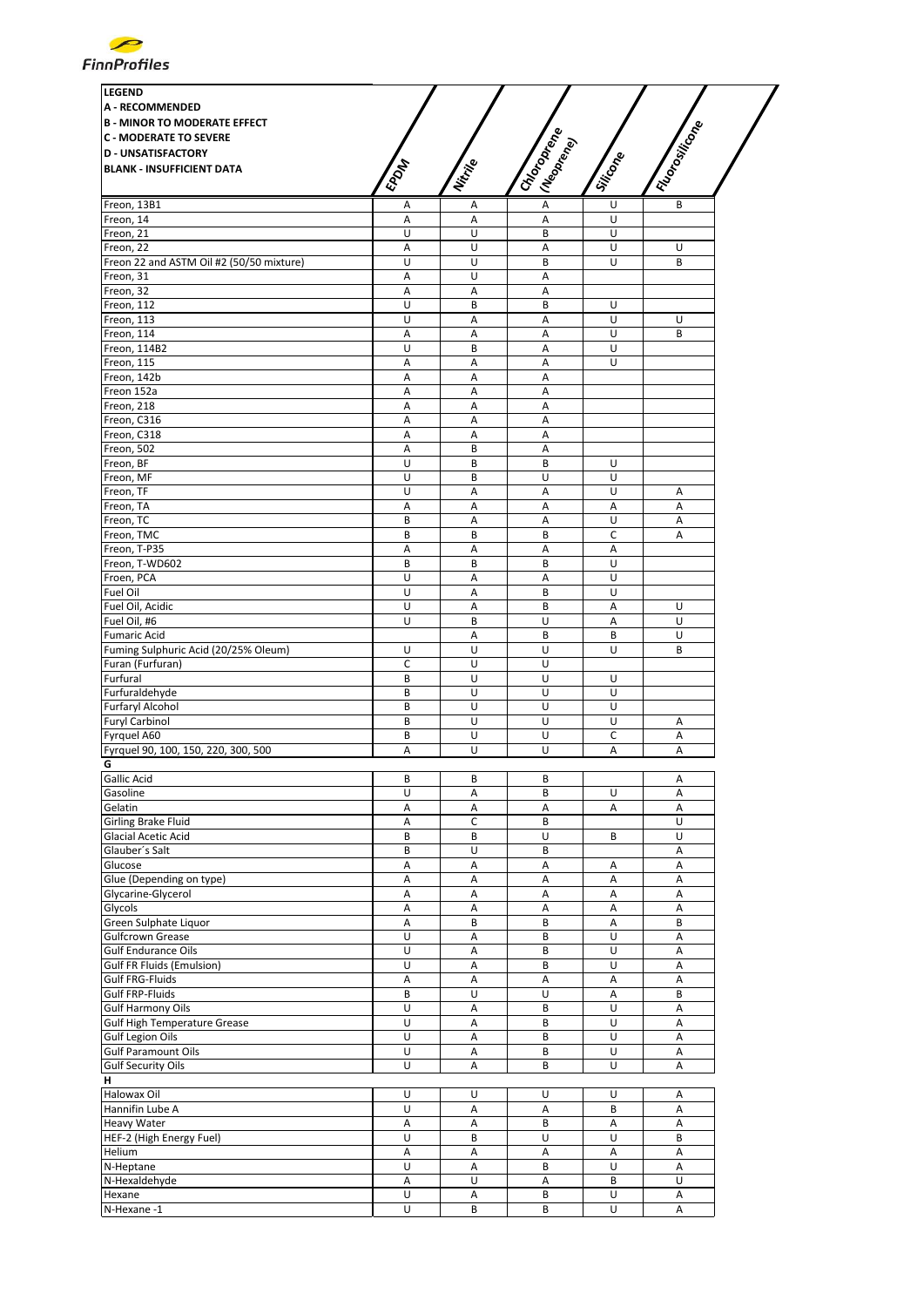| LEGEND<br>A - RECOMMENDED<br>B - MINOR TO MODERATE EFFECT<br>C - MODERATE TO SEVERE<br>D - UNSATISFACTORY<br>BLANK - INSUFFICIENT DATA | EPDM | Nitrile | Chloroprene (Neoprene) | Silicone | Fluorosilicone |
|---|---|---|---|---|---|
| Freon, 13B1 | A | A | A | U | B |
| Freon, 14 | A | A | A | U | |
| Freon, 21 | U | U | B | U | |
| Freon, 22 | A | U | A | U | U |
| Freon 22 and ASTM Oil #2 (50/50 mixture) | U | U | B | U | B |
| Freon, 31 | A | U | A | | |
| Freon, 32 | A | A | A | | |
| Freon, 112 | U | B | B | U | |
| Freon, 113 | U | A | A | U | U |
| Freon, 114 | A | A | A | U | B |
| Freon, 114B2 | U | B | A | U | |
| Freon, 115 | A | A | A | U | |
| Freon, 142b | A | A | A | | |
| Freon 152a | A | A | A | | |
| Freon, 218 | A | A | A | | |
| Freon, C316 | A | A | A | | |
| Freon, C318 | A | A | A | | |
| Freon, 502 | A | B | A | | |
| Freon, BF | U | B | B | U | |
| Freon, MF | U | B | U | U | |
| Freon, TF | U | A | A | U | A |
| Freon, TA | A | A | A | A | A |
| Freon, TC | B | A | A | U | A |
| Freon, TMC | B | B | B | C | A |
| Freon, T-P35 | A | A | A | A | |
| Freon, T-WD602 | B | B | B | U | |
| Froen, PCA | U | A | A | U | |
| Fuel Oil | U | A | B | U | |
| Fuel Oil, Acidic | U | A | B | A | U |
| Fuel Oil, #6 | U | B | U | A | U |
| Fumaric Acid | | A | B | B | U |
| Fuming Sulphuric Acid (20/25% Oleum) | U | U | U | U | B |
| Furan (Furfuran) | C | U | U | | |
| Furfural | B | U | U | U | |
| Furfuraldehyde | B | U | U | U | |
| Furfaryl Alcohol | B | U | U | U | |
| Furyl Carbinol | B | U | U | U | A |
| Fyrquel A60 | B | U | U | C | A |
| Fyrquel 90, 100, 150, 220, 300, 500 | A | U | U | A | A |
| **G** | | | | | |
| Gallic Acid | B | B | B | | A |
| Gasoline | U | A | B | U | A |
| Gelatin | A | A | A | A | A |
| Girling Brake Fluid | A | C | B | | U |
| Glacial Acetic Acid | B | B | U | B | U |
| Glauber´s Salt | B | U | B | | A |
| Glucose | A | A | A | A | A |
| Glue (Depending on type) | A | A | A | A | A |
| Glycarine-Glycerol | A | A | A | A | A |
| Glycols | A | A | A | A | A |
| Green Sulphate Liquor | A | B | B | A | B |
| Gulfcrown Grease | U | A | B | U | A |
| Gulf Endurance Oils | U | A | B | U | A |
| Gulf FR Fluids (Emulsion) | U | A | B | U | A |
| Gulf FRG-Fluids | A | A | A | A | A |
| Gulf FRP-Fluids | B | U | U | A | B |
| Gulf Harmony Oils | U | A | B | U | A |
| Gulf High Temperature Grease | U | A | B | U | A |
| Gulf Legion Oils | U | A | B | U | A |
| Gulf Paramount Oils | U | A | B | U | A |
| Gulf Security Oils | U | A | B | U | A |
| **H** | | | | | |
| Halowax Oil | U | U | U | U | A |
| Hannifin Lube A | U | A | A | B | A |
| Heavy Water | A | A | B | A | A |
| HEF-2 (High Energy Fuel) | U | B | U | U | B |
| Helium | A | A | A | A | A |
| N-Heptane | U | A | B | U | A |
| N-Hexaldehyde | A | U | A | B | U |
| Hexane | U | A | B | U | A |
| N-Hexane -1 | U | B | B | U | A |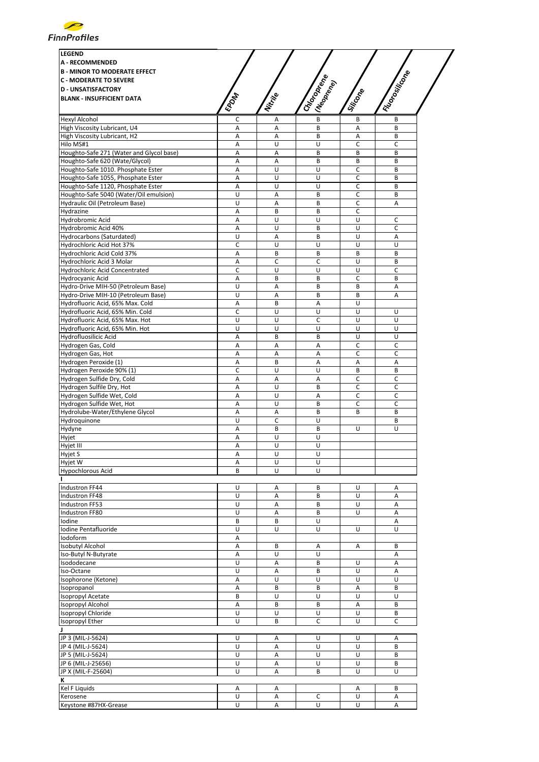**LEGEND**
**A - RECOMMENDED**
**B - MINOR TO MODERATE EFFECT**
**C - MODERATE TO SEVERE**
**D - UNSATISFACTORY**
**BLANK - INSUFFICIENT DATA**

| | EPDM | Nitrile | Chloroprene (Neoprene) | Silicone | Fluorosilicone |
|---|---|---|---|---|---|
| Hexyl Alcohol | C | A | B | B | B |
| High Viscosity Lubricant, U4 | A | A | B | A | B |
| High Viscosity Lubricant, H2 | A | A | B | A | B |
| Hilo MS#1 | A | U | U | C | C |
| Houghto-Safe 271 (Water and Glycol base) | A | A | B | B | B |
| Houghto-Safe 620 (Wate/Glycol) | A | A | B | B | B |
| Houghto-Safe 1010. Phosphate Ester | A | U | U | C | B |
| Houghto-Safe 1055, Phosphate Ester | A | U | U | C | B |
| Houghto-Safe 1120, Phosphate Ester | A | U | U | C | B |
| Houghto-Safe 5040 (Water/Oil emulsion) | U | A | B | C | B |
| Hydraulic Oil (Petroleum Base) | U | A | B | C | A |
| Hydrazine | A | B | B | C | |
| Hydrobromic Acid | A | U | U | U | C |
| Hydrobromic Acid 40% | A | U | B | U | C |
| Hydrocarbons (Saturdated) | U | A | B | U | A |
| Hydrochloric Acid Hot 37% | C | U | U | U | U |
| Hydrochloric Acid Cold 37% | A | B | B | B | B |
| Hydrochloric Acid 3 Molar | A | C | C | U | B |
| Hydrochloric Acid Concentrated | C | U | U | U | C |
| Hydrocyanic Acid | A | B | B | C | B |
| Hydro-Drive MIH-50 (Petroleum Base) | U | A | B | B | A |
| Hydro-Drive MIH-10 (Petroleum Base) | U | A | B | B | A |
| Hydrofluoric Acid, 65% Max. Cold | A | B | A | U | |
| Hydrofluoric Acid, 65% Min. Cold | C | U | U | U | U |
| Hydrofluoric Acid, 65% Max. Hot | U | U | C | U | U |
| Hydrofluoric Acid, 65% Min. Hot | U | U | U | U | U |
| Hydrofluosilicic Acid | A | B | B | U | U |
| Hydrogen Gas, Cold | A | A | A | C | C |
| Hydrogen Gas, Hot | A | A | A | C | C |
| Hydrogen Peroxide (1) | A | B | A | A | A |
| Hydrogen Peroxide 90% (1) | C | U | U | B | B |
| Hydrogen Sulfide Dry, Cold | A | A | A | C | C |
| Hydrogen Sulfile Dry, Hot | A | U | B | C | C |
| Hydrogen Sulfide Wet, Cold | A | U | A | C | C |
| Hydrogen Sulfide Wet, Hot | A | U | B | C | C |
| Hydrolube-Water/Ethylene Glycol | A | A | B | B | B |
| Hydroquinone | U | C | U | | B |
| Hydyne | A | B | B | U | U |
| Hyjet | A | U | U | | |
| Hyjet III | A | U | U | | |
| Hyjet S | A | U | U | | |
| Hyjet W | A | U | U | | |
| Hypochlorous Acid | B | U | U | | |
| **I** | | | | | |
| Industron FF44 | U | A | B | U | A |
| Industron FF48 | U | A | B | U | A |
| Industron FF53 | U | A | B | U | A |
| Industron FF80 | U | A | B | U | A |
| Iodine | B | B | U | | A |
| Iodine Pentafluoride | U | U | U | U | U |
| Iodoform | A | | | | |
| Isobutyl Alcohol | A | B | A | A | B |
| Iso-Butyl N-Butyrate | A | U | U | | A |
| Isododecane | U | A | B | U | A |
| Iso-Octane | U | A | B | U | A |
| Isophorone (Ketone) | A | U | U | U | U |
| Isopropanol | A | B | B | A | B |
| Isopropyl Acetate | B | U | U | U | U |
| Isopropyl Alcohol | A | B | B | A | B |
| Isopropyl Chloride | U | U | U | U | B |
| Isopropyl Ether | U | B | C | U | C |
| **J** | | | | | |
| JP 3 (MIL-J-5624) | U | A | U | U | A |
| JP 4 (MIL-J-5624) | U | A | U | U | B |
| JP 5 (MIL-J-5624) | U | A | U | U | B |
| JP 6 (MIL-J-25656) | U | A | U | U | B |
| JP X (MIL-F-25604) | U | A | B | U | U |
| **K** | | | | | |
| Kel F Liquids | A | A | | A | B |
| Kerosene | U | A | C | U | A |
| Keystone #87HX-Grease | U | A | U | U | A |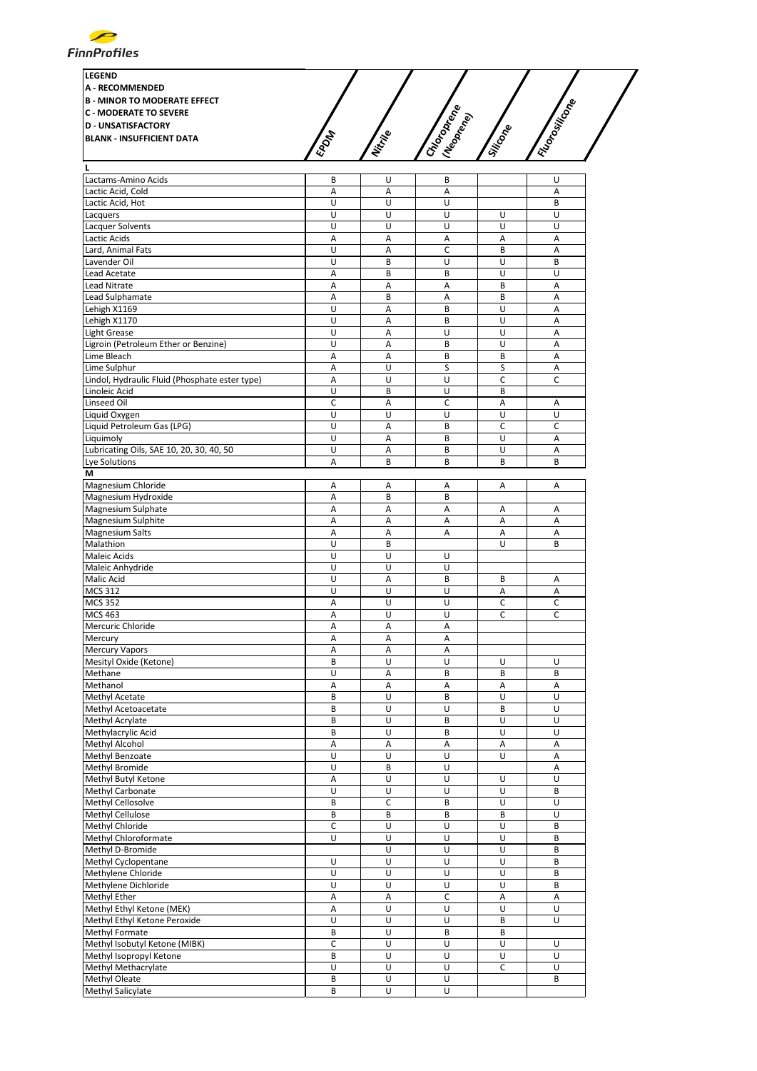**LEGEND**
**A - RECOMMENDED**
**B - MINOR TO MODERATE EFFECT**
**C - MODERATE TO SEVERE**
**D - UNSATISFACTORY**
**BLANK - INSUFFICIENT DATA**

| | EPDM | Nitrile | Chloroprene (Neoprene) | Silicone | Fluorosilicone |
|---|---|---|---|---|---|
| **L** | | | | | |
| Lactams-Amino Acids | B | U | B | | U |
| Lactic Acid, Cold | A | A | A | | A |
| Lactic Acid, Hot | U | U | U | | B |
| Lacquers | U | U | U | U | U |
| Lacquer Solvents | U | U | U | U | U |
| Lactic Acids | A | A | A | A | A |
| Lard, Animal Fats | U | A | C | B | A |
| Lavender Oil | U | B | U | U | B |
| Lead Acetate | A | B | B | U | U |
| Lead Nitrate | A | A | A | B | A |
| Lead Sulphamate | A | B | A | B | A |
| Lehigh X1169 | U | A | B | U | A |
| Lehigh X1170 | U | A | B | U | A |
| Light Grease | U | A | U | U | A |
| Ligroin (Petroleum Ether or Benzine) | U | A | B | U | A |
| Lime Bleach | A | A | B | B | A |
| Lime Sulphur | A | U | S | S | A |
| Lindol, Hydraulic Fluid (Phosphate ester type) | A | U | U | C | C |
| Linoleic Acid | U | B | U | B | |
| Linseed Oil | C | A | C | A | A |
| Liquid Oxygen | U | U | U | U | U |
| Liquid Petroleum Gas (LPG) | U | A | B | C | C |
| Liquimoly | U | A | B | U | A |
| Lubricating Oils, SAE 10, 20, 30, 40, 50 | U | A | B | U | A |
| Lye Solutions | A | B | B | B | B |
| **M** | | | | | |
| Magnesium Chloride | A | A | A | A | A |
| Magnesium Hydroxide | A | B | B | | |
| Magnesium Sulphate | A | A | A | A | A |
| Magnesium Sulphite | A | A | A | A | A |
| Magnesium Salts | A | A | A | A | A |
| Malathion | U | B | | U | B |
| Maleic Acids | U | U | U | | |
| Maleic Anhydride | U | U | U | | |
| Malic Acid | U | A | B | B | A |
| MCS 312 | U | U | U | A | A |
| MCS 352 | A | U | U | C | C |
| MCS 463 | A | U | U | C | C |
| Mercuric Chloride | A | A | A | | |
| Mercury | A | A | A | | |
| Mercury Vapors | A | A | A | | |
| Mesityl Oxide (Ketone) | B | U | U | U | U |
| Methane | U | A | B | B | B |
| Methanol | A | A | A | A | A |
| Methyl Acetate | B | U | B | U | U |
| Methyl Acetoacetate | B | U | U | B | U |
| Methyl Acrylate | B | U | B | U | U |
| Methylacrylic Acid | B | U | B | U | U |
| Methyl Alcohol | A | A | A | A | A |
| Methyl Benzoate | U | U | U | U | A |
| Methyl Bromide | U | B | U | | A |
| Methyl Butyl Ketone | A | U | U | U | U |
| Methyl Carbonate | U | U | U | U | B |
| Methyl Cellosolve | B | C | B | U | U |
| Methyl Cellulose | B | B | B | B | U |
| Methyl Chloride | C | U | U | U | B |
| Methyl Chloroformate | U | U | U | U | B |
| Methyl D-Bromide | | U | U | U | B |
| Methyl Cyclopentane | U | U | U | U | B |
| Methylene Chloride | U | U | U | U | B |
| Methylene Dichloride | U | U | U | U | B |
| Methyl Ether | A | A | C | A | A |
| Methyl Ethyl Ketone (MEK) | A | U | U | U | U |
| Methyl Ethyl Ketone Peroxide | U | U | U | B | U |
| Methyl Formate | B | U | B | B | |
| Methyl Isobutyl Ketone (MIBK) | C | U | U | U | U |
| Methyl Isopropyl Ketone | B | U | U | U | U |
| Methyl Methacrylate | U | U | U | C | U |
| Methyl Oleate | B | U | U | | B |
| Methyl Salicylate | B | U | U | | |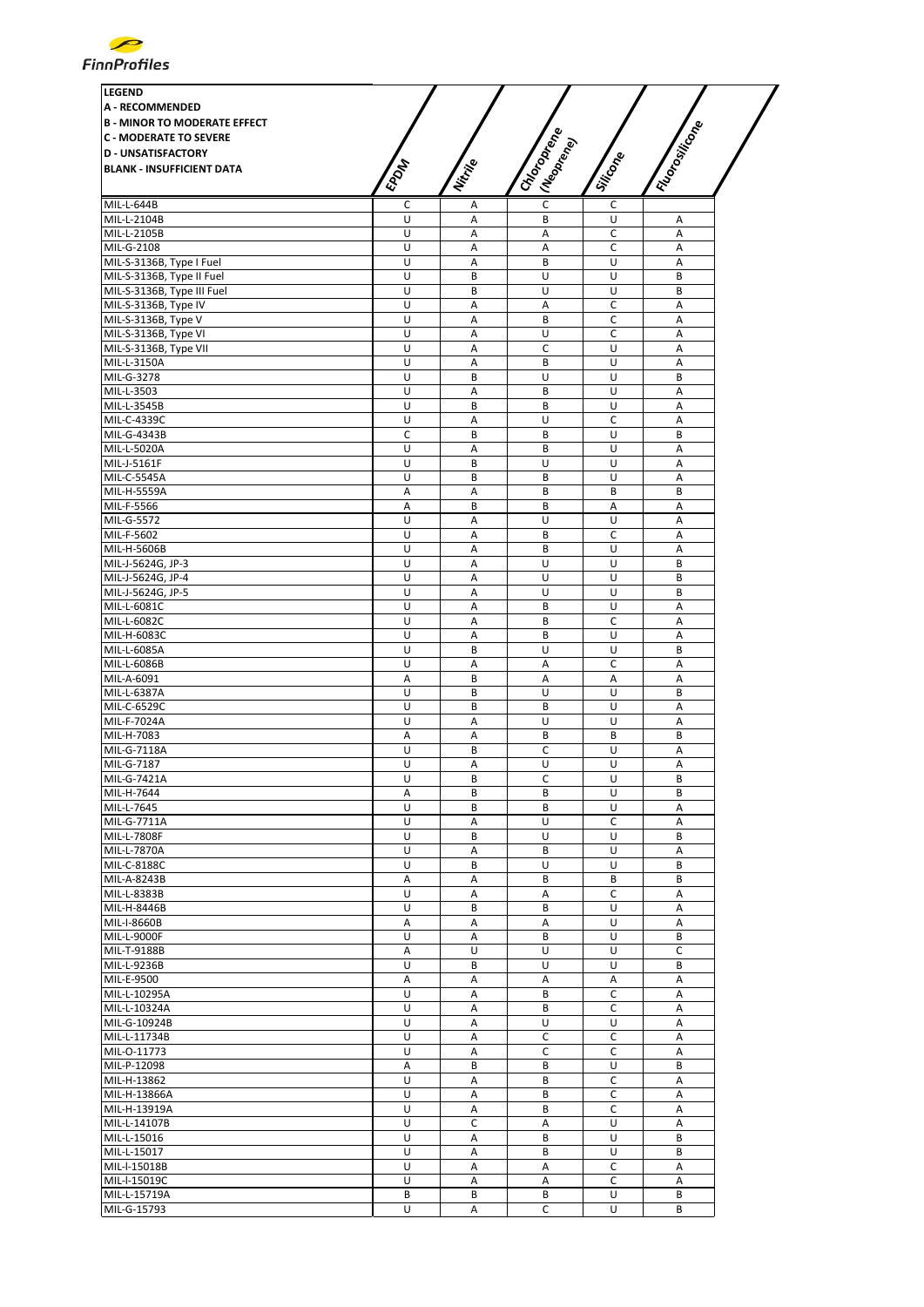| **LEGEND**<br>**A - RECOMMENDED**<br>**B - MINOR TO MODERATE EFFECT**<br>**C - MODERATE TO SEVERE**<br>**D - UNSATISFACTORY**<br>**BLANK - INSUFFICIENT DATA** | EPDM | Nitrile | Chloroprene (Neoprene) | Silicone | Fluorosilicone |
|---|---|---|---|---|---|
| MIL-L-644B | C | A | C | C | |
| MIL-L-2104B | U | A | B | U | A |
| MIL-L-2105B | U | A | A | C | A |
| MIL-G-2108 | U | A | A | C | A |
| MIL-S-3136B, Type I Fuel | U | A | B | U | A |
| MIL-S-3136B, Type II Fuel | U | B | U | U | B |
| MIL-S-3136B, Type III Fuel | U | B | U | U | B |
| MIL-S-3136B, Type IV | U | A | A | C | A |
| MIL-S-3136B, Type V | U | A | B | C | A |
| MIL-S-3136B, Type VI | U | A | U | C | A |
| MIL-S-3136B, Type VII | U | A | C | U | A |
| MIL-L-3150A | U | A | B | U | A |
| MIL-G-3278 | U | B | U | U | B |
| MIL-L-3503 | U | A | B | U | A |
| MIL-L-3545B | U | B | B | U | A |
| MIL-C-4339C | U | A | U | C | A |
| MIL-G-4343B | C | B | B | U | B |
| MIL-L-5020A | U | A | B | U | A |
| MIL-J-5161F | U | B | U | U | A |
| MIL-C-5545A | U | B | B | U | A |
| MIL-H-5559A | A | A | B | B | B |
| MIL-F-5566 | A | B | B | A | A |
| MIL-G-5572 | U | A | U | U | A |
| MIL-F-5602 | U | A | B | C | A |
| MIL-H-5606B | U | A | B | U | A |
| MIL-J-5624G, JP-3 | U | A | U | U | B |
| MIL-J-5624G, JP-4 | U | A | U | U | B |
| MIL-J-5624G, JP-5 | U | A | U | U | B |
| MIL-L-6081C | U | A | B | U | A |
| MIL-L-6082C | U | A | B | C | A |
| MIL-H-6083C | U | A | B | U | A |
| MIL-L-6085A | U | B | U | U | B |
| MIL-L-6086B | U | A | A | C | A |
| MIL-A-6091 | A | B | A | A | A |
| MIL-L-6387A | U | B | U | U | B |
| MIL-C-6529C | U | B | B | U | A |
| MIL-F-7024A | U | A | U | U | A |
| MIL-H-7083 | A | A | B | B | B |
| MIL-G-7118A | U | B | C | U | A |
| MIL-G-7187 | U | A | U | U | A |
| MIL-G-7421A | U | B | C | U | B |
| MIL-H-7644 | A | B | B | U | B |
| MIL-L-7645 | U | B | B | U | A |
| MIL-G-7711A | U | A | U | C | A |
| MIL-L-7808F | U | B | U | U | B |
| MIL-L-7870A | U | A | B | U | A |
| MIL-C-8188C | U | B | U | U | B |
| MIL-A-8243B | A | A | B | B | B |
| MIL-L-8383B | U | A | A | C | A |
| MIL-H-8446B | U | B | B | U | A |
| MIL-I-8660B | A | A | A | U | A |
| MIL-L-9000F | U | A | B | U | B |
| MIL-T-9188B | A | U | U | U | C |
| MIL-L-9236B | U | B | U | U | B |
| MIL-E-9500 | A | A | A | A | A |
| MIL-L-10295A | U | A | B | C | A |
| MIL-L-10324A | U | A | B | C | A |
| MIL-G-10924B | U | A | U | U | A |
| MIL-L-11734B | U | A | C | C | A |
| MIL-O-11773 | U | A | C | C | A |
| MIL-P-12098 | A | B | B | U | B |
| MIL-H-13862 | U | A | B | C | A |
| MIL-H-13866A | U | A | B | C | A |
| MIL-H-13919A | U | A | B | C | A |
| MIL-L-14107B | U | C | A | U | A |
| MIL-L-15016 | U | A | B | U | B |
| MIL-L-15017 | U | A | B | U | B |
| MIL-I-15018B | U | A | A | C | A |
| MIL-I-15019C | U | A | A | C | A |
| MIL-L-15719A | B | B | B | U | B |
| MIL-G-15793 | U | A | C | U | B |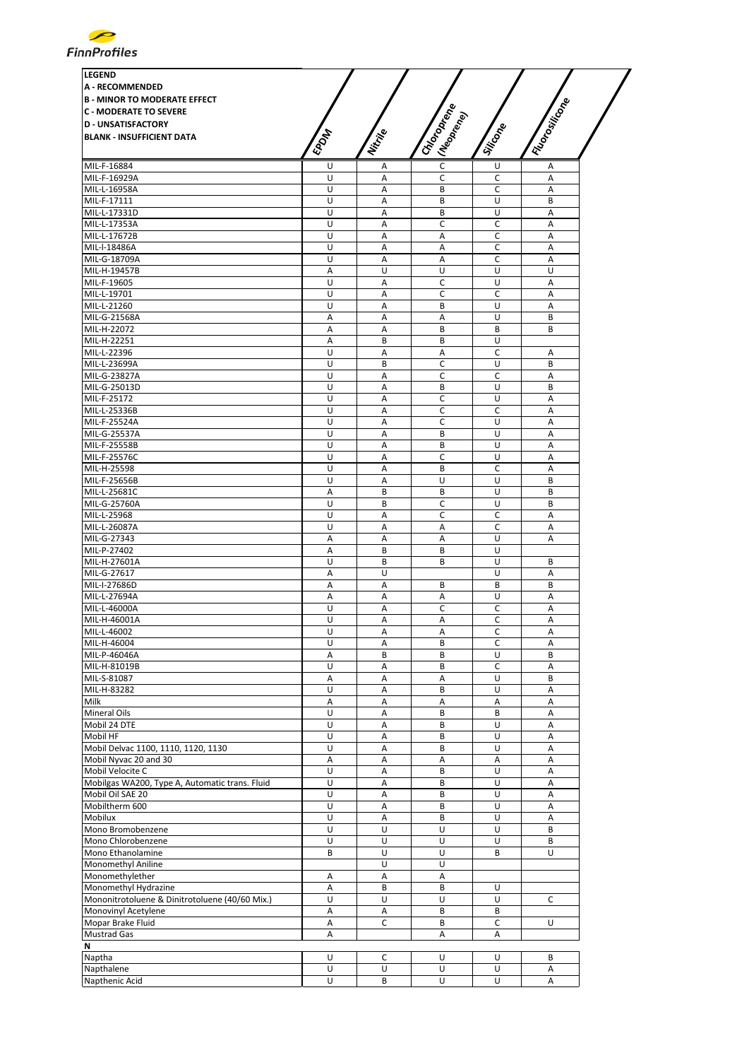**LEGEND**
**A - RECOMMENDED**
**B - MINOR TO MODERATE EFFECT**
**C - MODERATE TO SEVERE**
**D - UNSATISFACTORY**
**BLANK - INSUFFICIENT DATA**

| | EPDM | Nitrile | Chloroprene (Neoprene) | Silicone | Fluorosilicone |
|---|---|---|---|---|---|
| MIL-F-16884 | U | A | C | U | A |
| MIL-F-16929A | U | A | C | C | A |
| MIL-L-16958A | U | A | B | C | A |
| MIL-F-17111 | U | A | B | U | B |
| MIL-L-17331D | U | A | B | U | A |
| MIL-L-17353A | U | A | C | C | A |
| MIL-L-17672B | U | A | A | C | A |
| MIL-I-18486A | U | A | A | C | A |
| MIL-G-18709A | U | A | A | C | A |
| MIL-H-19457B | A | U | U | U | U |
| MIL-F-19605 | U | A | C | U | A |
| MIL-L-19701 | U | A | C | C | A |
| MIL-L-21260 | U | A | B | U | A |
| MIL-G-21568A | A | A | A | U | B |
| MIL-H-22072 | A | A | B | B | B |
| MIL-H-22251 | A | B | B | U | |
| MIL-L-22396 | U | A | A | C | A |
| MIL-L-23699A | U | B | C | U | B |
| MIL-G-23827A | U | A | C | C | A |
| MIL-G-25013D | U | A | B | U | B |
| MIL-F-25172 | U | A | C | U | A |
| MIL-L-25336B | U | A | C | C | A |
| MIL-F-25524A | U | A | C | U | A |
| MIL-G-25537A | U | A | B | U | A |
| MIL-F-25558B | U | A | B | U | A |
| MIL-F-25576C | U | A | C | U | A |
| MIL-H-25598 | U | A | B | C | A |
| MIL-F-25656B | U | A | U | U | B |
| MIL-L-25681C | A | B | B | U | B |
| MIL-G-25760A | U | B | C | U | B |
| MIL-L-25968 | U | A | C | C | A |
| MIL-L-26087A | U | A | A | C | A |
| MIL-G-27343 | A | A | A | U | A |
| MIL-P-27402 | A | B | B | U | |
| MIL-H-27601A | U | B | B | U | B |
| MIL-G-27617 | A | U | | U | A |
| MIL-I-27686D | A | A | B | B | B |
| MIL-L-27694A | A | A | A | U | A |
| MIL-L-46000A | U | A | C | C | A |
| MIL-H-46001A | U | A | A | C | A |
| MIL-L-46002 | U | A | A | C | A |
| MIL-H-46004 | U | A | B | C | A |
| MIL-P-46046A | A | B | B | U | B |
| MIL-H-81019B | U | A | B | C | A |
| MIL-S-81087 | A | A | A | U | B |
| MIL-H-83282 | U | A | B | U | A |
| Milk | A | A | A | A | A |
| Mineral Oils | U | A | B | B | A |
| Mobil 24 DTE | U | A | B | U | A |
| Mobil HF | U | A | B | U | A |
| Mobil Delvac 1100, 1110, 1120, 1130 | U | A | B | U | A |
| Mobil Nyvac 20 and 30 | A | A | A | A | A |
| Mobil Velocite C | U | A | B | U | A |
| Mobilgas WA200, Type A, Automatic trans. Fluid | U | A | B | U | A |
| Mobil Oil SAE 20 | U | A | B | U | A |
| Mobiltherm 600 | U | A | B | U | A |
| Mobilux | U | A | B | U | A |
| Mono Bromobenzene | U | U | U | U | B |
| Mono Chlorobenzene | U | U | U | U | B |
| Mono Ethanolamine | B | U | U | B | U |
| Monomethyl Aniline | | U | U | | |
| Monomethylether | A | A | A | | |
| Monomethyl Hydrazine | A | B | B | U | |
| Mononitrotoluene & Dinitrotoluene (40/60 Mix.) | U | U | U | U | C |
| Monovinyl Acetylene | A | A | B | B | |
| Mopar Brake Fluid | A | C | B | C | U |
| Mustrad Gas | A | | A | A | |
| **N** | | | | | |
| Naptha | U | C | U | U | B |
| Napthalene | U | U | U | U | A |
| Napthenic Acid | U | B | U | U | A |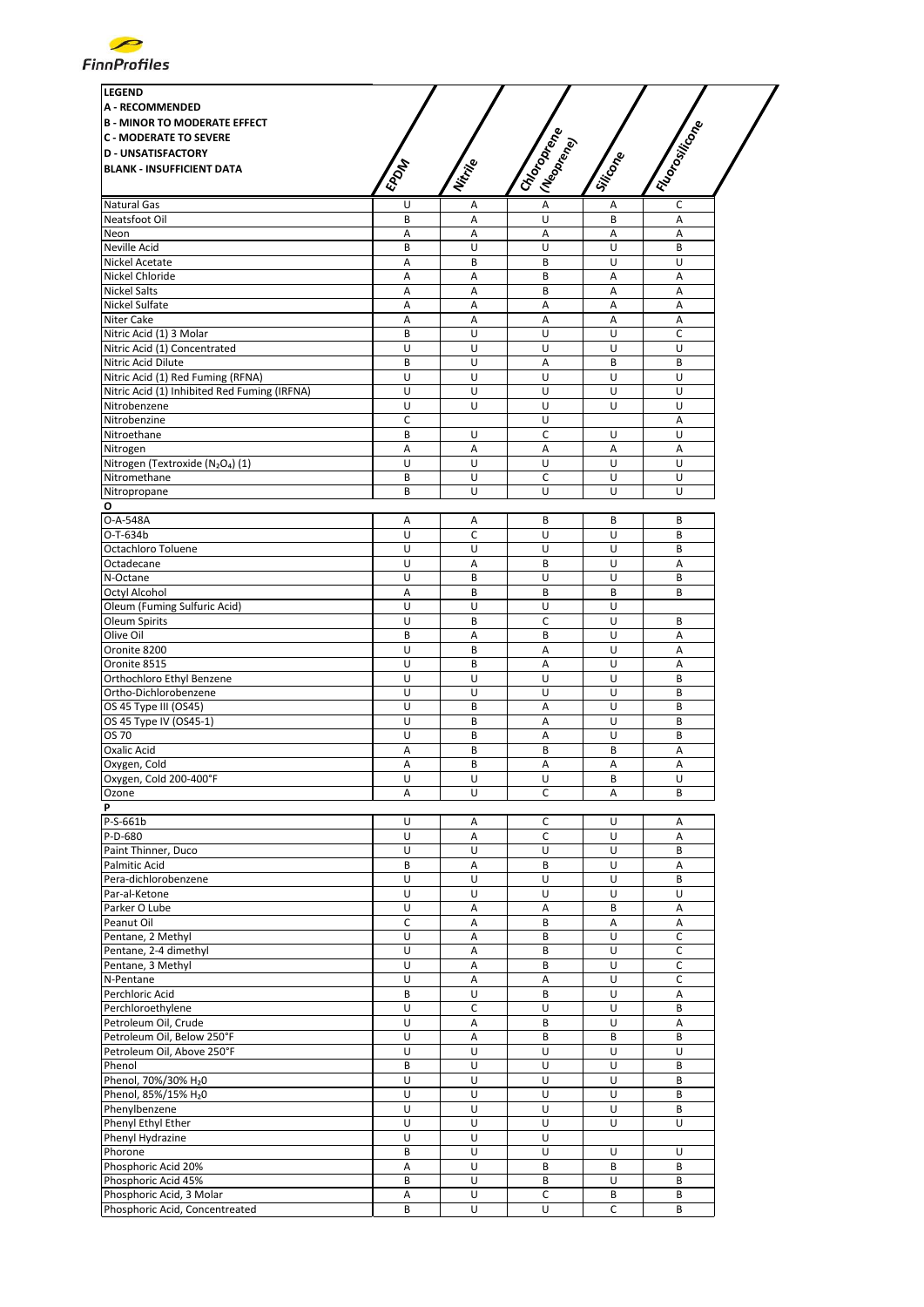FinnProfiles

| LEGEND<br>A - RECOMMENDED<br>B - MINOR TO MODERATE EFFECT<br>C - MODERATE TO SEVERE<br>D - UNSATISFACTORY<br>BLANK - INSUFFICIENT DATA | EPDM | Nitrile | Chloroprene (Neoprene) | Silicone | Fluorosilicone |
|---|---|---|---|---|---|
| Natural Gas | U | A | A | A | C |
| Neatsfoot Oil | B | A | U | B | A |
| Neon | A | A | A | A | A |
| Neville Acid | B | U | U | U | B |
| Nickel Acetate | A | B | B | U | U |
| Nickel Chloride | A | A | B | A | A |
| Nickel Salts | A | A | B | A | A |
| Nickel Sulfate | A | A | A | A | A |
| Niter Cake | A | A | A | A | A |
| Nitric Acid (1) 3 Molar | B | U | U | U | C |
| Nitric Acid (1) Concentrated | U | U | U | U | U |
| Nitric Acid Dilute | B | U | A | B | B |
| Nitric Acid (1) Red Fuming (RFNA) | U | U | U | U | U |
| Nitric Acid (1) Inhibited Red Fuming (IRFNA) | U | U | U | U | U |
| Nitrobenzene | U | U | U | U | U |
| Nitrobenzine | C | | U | | A |
| Nitroethane | B | U | C | U | U |
| Nitrogen | A | A | A | A | A |
| Nitrogen (Textroxide ($N_2O_4$) (1) | U | U | U | U | U |
| Nitromethane | B | U | C | U | U |
| Nitropropane | B | U | U | U | U |
| **O** | | | | | |
| O-A-548A | A | A | B | B | B |
| O-T-634b | U | C | U | U | B |
| Octachloro Toluene | U | U | U | U | B |
| Octadecane | U | A | B | U | A |
| N-Octane | U | B | U | U | B |
| Octyl Alcohol | A | B | B | B | B |
| Oleum (Fuming Sulfuric Acid) | U | U | U | U | |
| Oleum Spirits | U | B | C | U | B |
| Olive Oil | B | A | B | U | A |
| Oronite 8200 | U | B | A | U | A |
| Oronite 8515 | U | B | A | U | A |
| Orthochloro Ethyl Benzene | U | U | U | U | B |
| Ortho-Dichlorobenzene | U | U | U | U | B |
| OS 45 Type III (OS45) | U | B | A | U | B |
| OS 45 Type IV (OS45-1) | U | B | A | U | B |
| OS 70 | U | B | A | U | B |
| Oxalic Acid | A | B | B | B | A |
| Oxygen, Cold | A | B | A | A | A |
| Oxygen, Cold 200-400°F | U | U | U | B | U |
| Ozone | A | U | C | A | B |
| **P** | | | | | |
| P-S-661b | U | A | C | U | A |
| P-D-680 | U | A | C | U | A |
| Paint Thinner, Duco | U | U | U | U | B |
| Palmitic Acid | B | A | B | U | A |
| Pera-dichlorobenzene | U | U | U | U | B |
| Par-al-Ketone | U | U | U | U | U |
| Parker O Lube | U | A | A | B | A |
| Peanut Oil | C | A | B | A | A |
| Pentane, 2 Methyl | U | A | B | U | C |
| Pentane, 2-4 dimethyl | U | A | B | U | C |
| Pentane, 3 Methyl | U | A | B | U | C |
| N-Pentane | U | A | A | U | C |
| Perchloric Acid | B | U | B | U | A |
| Perchloroethylene | U | C | U | U | B |
| Petroleum Oil, Crude | U | A | B | U | A |
| Petroleum Oil, Below 250°F | U | A | B | B | B |
| Petroleum Oil, Above 250°F | U | U | U | U | U |
| Phenol | B | U | U | U | B |
| Phenol, 70%/30% $H_20$ | U | U | U | U | B |
| Phenol, 85%/15% $H_20$ | U | U | U | U | B |
| Phenylbenzene | U | U | U | U | B |
| Phenyl Ethyl Ether | U | U | U | U | U |
| Phenyl Hydrazine | U | U | U | | |
| Phorone | B | U | U | U | U |
| Phosphoric Acid 20% | A | U | B | B | B |
| Phosphoric Acid 45% | B | U | B | U | B |
| Phosphoric Acid, 3 Molar | A | U | C | B | B |
| Phosphoric Acid, Concentreated | B | U | U | C | B |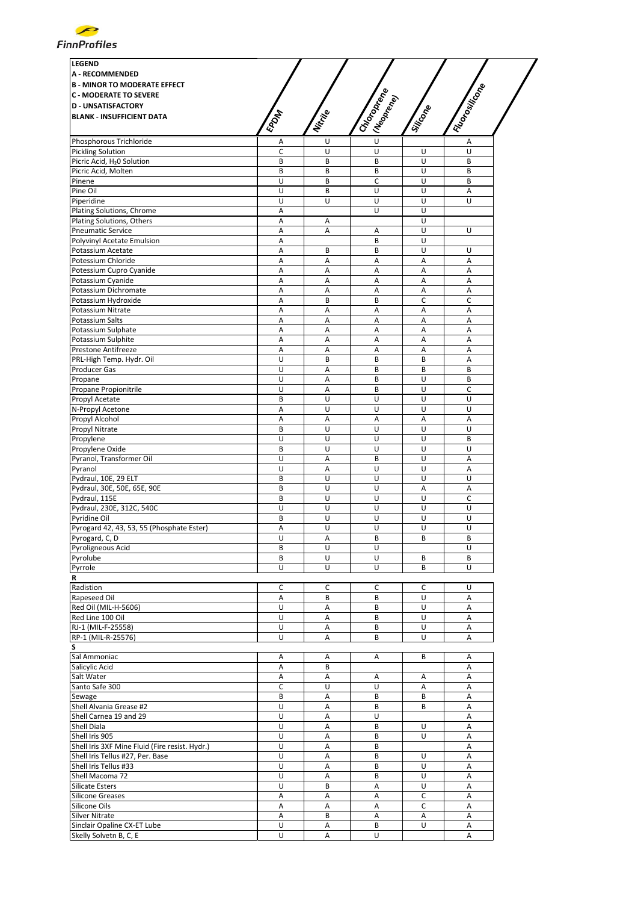FinnProfiles

| LEGEND<br>A - RECOMMENDED<br>B - MINOR TO MODERATE EFFECT<br>C - MODERATE TO SEVERE<br>D - UNSATISFACTORY<br>BLANK - INSUFFICIENT DATA | EPDM | Nitrile | Chloroprene (Neoprene) | Silicone | Fluorosilicone |
|---|---|---|---|---|---|
| Phosphorous Trichloride | A | U | U | | A |
| Pickling Solution | C | U | U | U | U |
| Picric Acid, $H_2O$ Solution | B | B | B | U | B |
| Picric Acid, Molten | B | B | B | U | B |
| Pinene | U | B | C | U | B |
| Pine Oil | U | B | U | U | A |
| Piperidine | U | U | U | U | U |
| Plating Solutions, Chrome | A | | U | U | |
| Plating Solutions, Others | A | A | | U | |
| Pneumatic Service | A | A | A | U | U |
| Polyvinyl Acetate Emulsion | A | | B | U | |
| Potassium Acetate | A | B | B | U | U |
| Potessium Chloride | A | A | A | A | A |
| Potessium Cupro Cyanide | A | A | A | A | A |
| Potassium Cyanide | A | A | A | A | A |
| Potassium Dichromate | A | A | A | A | A |
| Potassium Hydroxide | A | B | B | C | C |
| Potassium Nitrate | A | A | A | A | A |
| Potassium Salts | A | A | A | A | A |
| Potassium Sulphate | A | A | A | A | A |
| Potassium Sulphite | A | A | A | A | A |
| Prestone Antifreeze | A | A | A | A | A |
| PRL-High Temp. Hydr. Oil | U | B | B | B | A |
| Producer Gas | U | A | B | B | B |
| Propane | U | A | B | U | B |
| Propane Propionitrile | U | A | B | U | C |
| Propyl Acetate | B | U | U | U | U |
| N-Propyl Acetone | A | U | U | U | U |
| Propyl Alcohol | A | A | A | A | A |
| Propyl Nitrate | B | U | U | U | U |
| Propylene | U | U | U | U | B |
| Propylene Oxide | B | U | U | U | U |
| Pyranol, Transformer Oil | U | A | B | U | A |
| Pyranol | U | A | U | U | A |
| Pydraul, 10E, 29 ELT | B | U | U | U | U |
| Pydraul, 30E, 50E, 65E, 90E | B | U | U | A | A |
| Pydraul, 115E | B | U | U | U | C |
| Pydraul, 230E, 312C, 540C | U | U | U | U | U |
| Pyridine Oil | B | U | U | U | U |
| Pyrogard 42, 43, 53, 55 (Phosphate Ester) | A | U | U | U | U |
| Pyrogard, C, D | U | A | B | B | B |
| Pyroligneous Acid | B | U | U | | U |
| Pyrolube | B | U | U | B | B |
| Pyrrole | U | U | U | B | U |
| **R** | | | | | |
| Radistion | C | C | C | C | U |
| Rapeseed Oil | A | B | B | U | A |
| Red Oil (MIL-H-5606) | U | A | B | U | A |
| Red Line 100 Oil | U | A | B | U | A |
| RJ-1 (MIL-F-25558) | U | A | B | U | A |
| RP-1 (MIL-R-25576) | U | A | B | U | A |
| **S** | | | | | |
| Sal Ammoniac | A | A | A | B | A |
| Salicylic Acid | A | B | | | A |
| Salt Water | A | A | A | A | A |
| Santo Safe 300 | C | U | U | A | A |
| Sewage | B | A | B | B | A |
| Shell Alvania Grease #2 | U | A | B | B | A |
| Shell Carnea 19 and 29 | U | A | U | | A |
| Shell Diala | U | A | B | U | A |
| Shell Iris 905 | U | A | B | U | A |
| Shell Iris 3XF Mine Fluid (Fire resist. Hydr.) | U | A | B | | A |
| Shell Iris Tellus #27, Per. Base | U | A | B | U | A |
| Shell Iris Tellus #33 | U | A | B | U | A |
| Shell Macoma 72 | U | A | B | U | A |
| Silicate Esters | U | B | A | U | A |
| Silicone Greases | A | A | A | C | A |
| Silicone Oils | A | A | A | C | A |
| Silver Nitrate | A | B | A | A | A |
| Sinclair Opaline CX-ET Lube | U | A | B | U | A |
| Skelly Solvetn B, C, E | U | A | U | | A |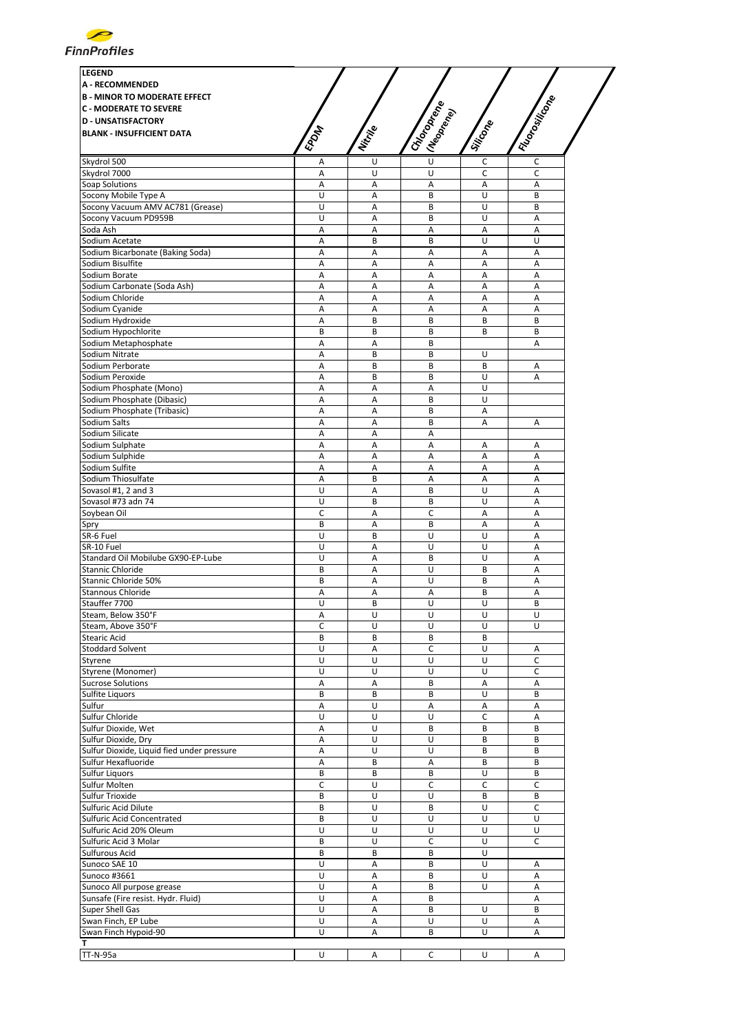| **LEGEND**<br>**A - RECOMMENDED**<br>**B - MINOR TO MODERATE EFFECT**<br>**C - MODERATE TO SEVERE**<br>**D - UNSATISFACTORY**<br>**BLANK - INSUFFICIENT DATA** | EPDM | Nitrile | Chloroprene (Neoprene) | Silicone | Fluorosilicone |
|---|---|---|---|---|---|
| Skydrol 500 | A | U | U | C | C |
| Skydrol 7000 | A | U | U | C | C |
| Soap Solutions | A | A | A | A | A |
| Socony Mobile Type A | U | A | B | U | B |
| Socony Vacuum AMV AC781 (Grease) | U | A | B | U | B |
| Socony Vacuum PD959B | U | A | B | U | A |
| Soda Ash | A | A | A | A | A |
| Sodium Acetate | A | B | B | U | U |
| Sodium Bicarbonate (Baking Soda) | A | A | A | A | A |
| Sodium Bisulfite | A | A | A | A | A |
| Sodium Borate | A | A | A | A | A |
| Sodium Carbonate (Soda Ash) | A | A | A | A | A |
| Sodium Chloride | A | A | A | A | A |
| Sodium Cyanide | A | A | A | A | A |
| Sodium Hydroxide | A | B | B | B | B |
| Sodium Hypochlorite | B | B | B | B | B |
| Sodium Metaphosphate | A | A | B | | A |
| Sodium Nitrate | A | B | B | U | |
| Sodium Perborate | A | B | B | B | A |
| Sodium Peroxide | A | B | B | U | A |
| Sodium Phosphate (Mono) | A | A | A | U | |
| Sodium Phosphate (Dibasic) | A | A | B | U | |
| Sodium Phosphate (Tribasic) | A | A | B | A | |
| Sodium Salts | A | A | B | A | A |
| Sodium Silicate | A | A | A | | |
| Sodium Sulphate | A | A | A | A | A |
| Sodium Sulphide | A | A | A | A | A |
| Sodium Sulfite | A | A | A | A | A |
| Sodium Thiosulfate | A | B | A | A | A |
| Sovasol #1, 2 and 3 | U | A | B | U | A |
| Sovasol #73 adn 74 | U | B | B | U | A |
| Soybean Oil | C | A | C | A | A |
| Spry | B | A | B | A | A |
| SR-6 Fuel | U | B | U | U | A |
| SR-10 Fuel | U | A | U | U | A |
| Standard Oil Mobilube GX90-EP-Lube | U | A | B | U | A |
| Stannic Chloride | B | A | U | B | A |
| Stannic Chloride 50% | B | A | U | B | A |
| Stannous Chloride | A | A | A | B | A |
| Stauffer 7700 | U | B | U | U | B |
| Steam, Below 350°F | A | U | U | U | U |
| Steam, Above 350°F | C | U | U | U | U |
| Stearic Acid | B | B | B | B | |
| Stoddard Solvent | U | A | C | U | A |
| Styrene | U | U | U | U | C |
| Styrene (Monomer) | U | U | U | U | C |
| Sucrose Solutions | A | A | B | A | A |
| Sulfite Liquors | B | B | B | U | B |
| Sulfur | A | U | A | A | A |
| Sulfur Chloride | U | U | U | C | A |
| Sulfur Dioxide, Wet | A | U | B | B | B |
| Sulfur Dioxide, Dry | A | U | U | B | B |
| Sulfur Dioxide, Liquid fied under pressure | A | U | U | B | B |
| Sulfur Hexafluoride | A | B | A | B | B |
| Sulfur Liquors | B | B | B | U | B |
| Sulfur Molten | C | U | C | C | C |
| Sulfur Trioxide | B | U | U | B | B |
| Sulfuric Acid Dilute | B | U | B | U | C |
| Sulfuric Acid Concentrated | B | U | U | U | U |
| Sulfuric Acid 20% Oleum | U | U | U | U | U |
| Sulfuric Acid 3 Molar | B | U | C | U | C |
| Sulfurous Acid | B | B | B | U | |
| Sunoco SAE 10 | U | A | B | U | A |
| Sunoco #3661 | U | A | B | U | A |
| Sunoco All purpose grease | U | A | B | U | A |
| Sunsafe (Fire resist. Hydr. Fluid) | U | A | B | | A |
| Super Shell Gas | U | A | B | U | B |
| Swan Finch, EP Lube | U | A | U | U | A |
| Swan Finch Hypoid-90 | U | A | B | U | A |
| **T** | | | | | |
| TT-N-95a | U | A | C | U | A |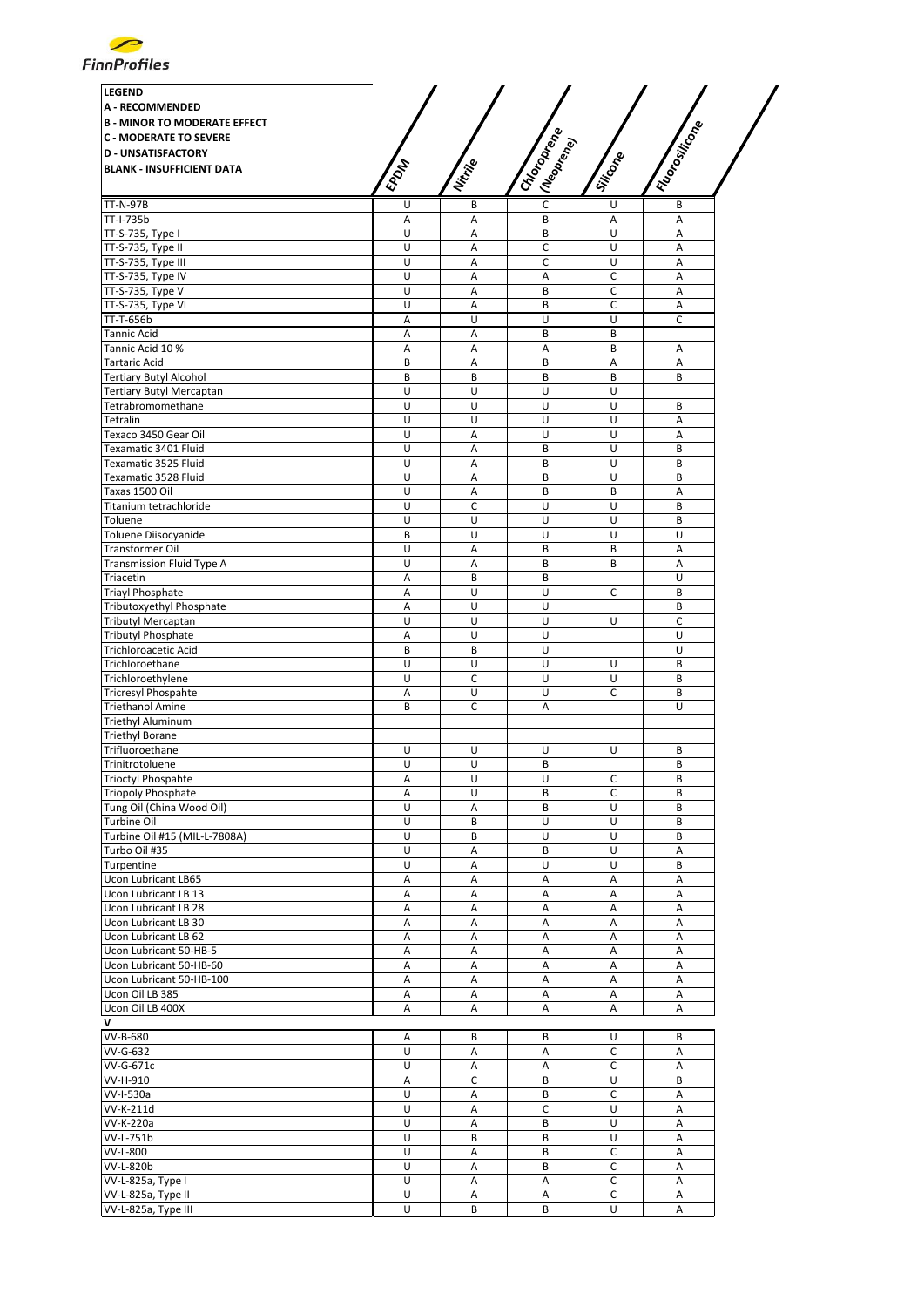| LEGEND<br>A - RECOMMENDED<br>B - MINOR TO MODERATE EFFECT<br>C - MODERATE TO SEVERE<br>D - UNSATISFACTORY<br>BLANK - INSUFFICIENT DATA | EPDM | Nitrile | Chloroprene (Neoprene) | Silicone | Fluorosilicone |
|---|---|---|---|---|---|
| TT-N-97B | U | B | C | U | B |
| TT-I-735b | A | A | B | A | A |
| TT-S-735, Type I | U | A | B | U | A |
| TT-S-735, Type II | U | A | C | U | A |
| TT-S-735, Type III | U | A | C | U | A |
| TT-S-735, Type IV | U | A | A | C | A |
| TT-S-735, Type V | U | A | B | C | A |
| TT-S-735, Type VI | U | A | B | C | A |
| TT-T-656b | A | U | U | U | C |
| Tannic Acid | A | A | B | B | |
| Tannic Acid 10 % | A | A | A | B | A |
| Tartaric Acid | B | A | B | A | A |
| Tertiary Butyl Alcohol | B | B | B | B | B |
| Tertiary Butyl Mercaptan | U | U | U | U | |
| Tetrabromomethane | U | U | U | U | B |
| Tetralin | U | U | U | U | A |
| Texaco 3450 Gear Oil | U | A | U | U | A |
| Texamatic 3401 Fluid | U | A | B | U | B |
| Texamatic 3525 Fluid | U | A | B | U | B |
| Texamatic 3528 Fluid | U | A | B | U | B |
| Taxas 1500 Oil | U | A | B | B | A |
| Titanium tetrachloride | U | C | U | U | B |
| Toluene | U | U | U | U | B |
| Toluene Diisocyanide | B | U | U | U | U |
| Transformer Oil | U | A | B | B | A |
| Transmission Fluid Type A | U | A | B | B | A |
| Triacetin | A | B | B | | U |
| Triayl Phosphate | A | U | U | C | B |
| Tributoxyethyl Phosphate | A | U | U | | B |
| Tributyl Mercaptan | U | U | U | U | C |
| Tributyl Phosphate | A | U | U | | U |
| Trichloroacetic Acid | B | B | U | | U |
| Trichloroethane | U | U | U | U | B |
| Trichloroethylene | U | C | U | U | B |
| Tricresyl Phospahte | A | U | U | C | B |
| Triethanol Amine | B | C | A | | U |
| Triethyl Aluminum | | | | | |
| Triethyl Borane | | | | | |
| Trifluoroethane | U | U | U | U | B |
| Trinitrotoluene | U | U | B | | B |
| Trioctyl Phospahte | A | U | U | C | B |
| Triopoly Phosphate | A | U | B | C | B |
| Tung Oil (China Wood Oil) | U | A | B | U | B |
| Turbine Oil | U | B | U | U | B |
| Turbine Oil #15 (MIL-L-7808A) | U | B | U | U | B |
| Turbo Oil #35 | U | A | B | U | A |
| Turpentine | U | A | U | U | B |
| Ucon Lubricant LB65 | A | A | A | A | A |
| Ucon Lubricant LB 13 | A | A | A | A | A |
| Ucon Lubricant LB 28 | A | A | A | A | A |
| Ucon Lubricant LB 30 | A | A | A | A | A |
| Ucon Lubricant LB 62 | A | A | A | A | A |
| Ucon Lubricant 50-HB-5 | A | A | A | A | A |
| Ucon Lubricant 50-HB-60 | A | A | A | A | A |
| Ucon Lubricant 50-HB-100 | A | A | A | A | A |
| Ucon Oil LB 385 | A | A | A | A | A |
| Ucon Oil LB 400X | A | A | A | A | A |
| **V** | | | | | |
| VV-B-680 | A | B | B | U | B |
| VV-G-632 | U | A | A | C | A |
| VV-G-671c | U | A | A | C | A |
| VV-H-910 | A | C | B | U | B |
| VV-I-530a | U | A | B | C | A |
| VV-K-211d | U | A | C | U | A |
| VV-K-220a | U | A | B | U | A |
| VV-L-751b | U | B | B | U | A |
| VV-L-800 | U | A | B | C | A |
| VV-L-820b | U | A | B | C | A |
| VV-L-825a, Type I | U | A | A | C | A |
| VV-L-825a, Type II | U | A | A | C | A |
| VV-L-825a, Type III | U | B | B | U | A |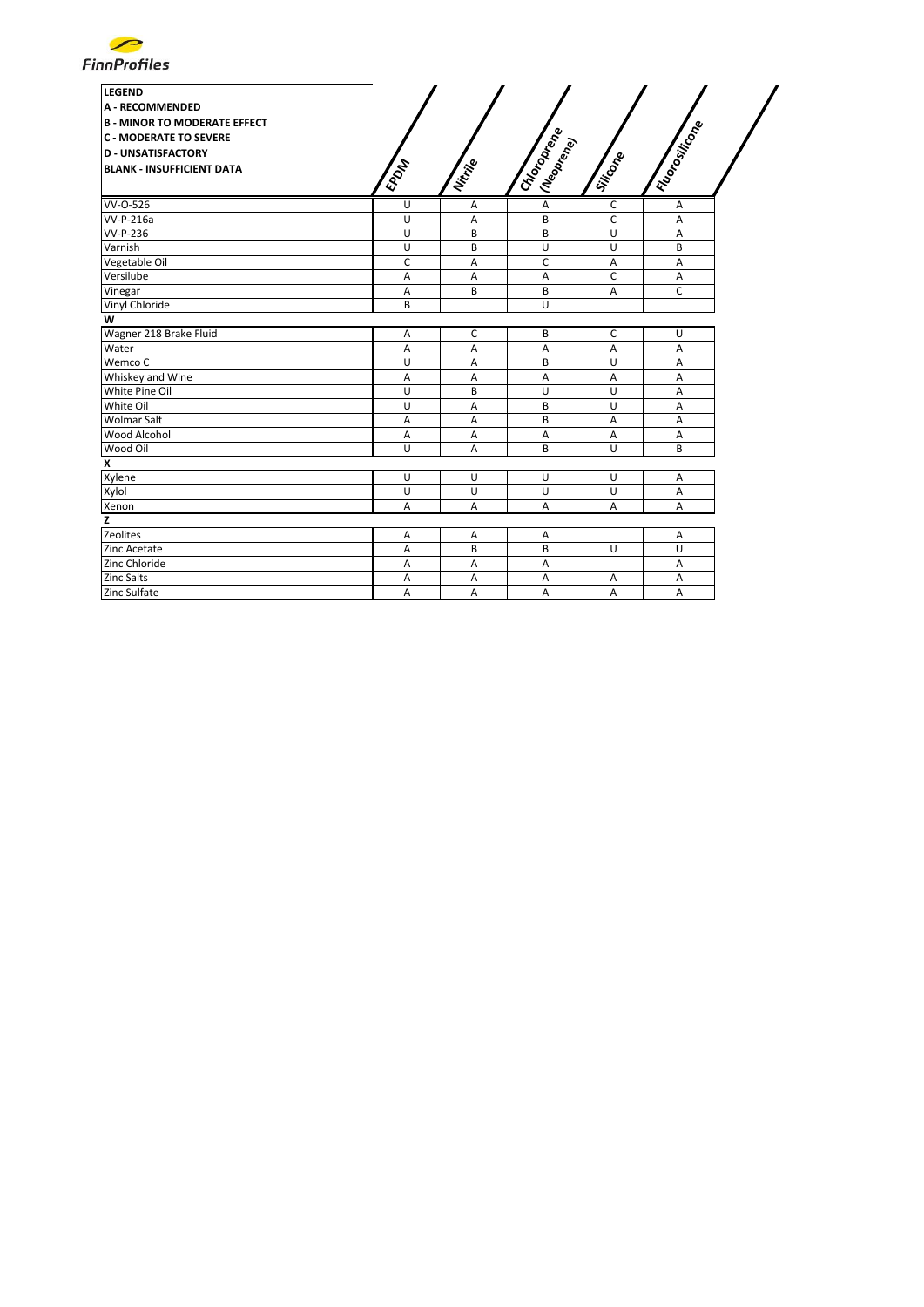**LEGEND**
**A - RECOMMENDED**
**B - MINOR TO MODERATE EFFECT**
**C - MODERATE TO SEVERE**
**D - UNSATISFACTORY**
**BLANK - INSUFFICIENT DATA**

| | EPDM | Nitrile | Chloroprene (Neoprene) | Silicone | Fluorosilicone |
|---|---|---|---|---|---|
| VV-O-526 | U | A | A | C | A |
| VV-P-216a | U | A | B | C | A |
| VV-P-236 | U | B | B | U | A |
| Varnish | U | B | U | U | B |
| Vegetable Oil | C | A | C | A | A |
| Versilube | A | A | A | C | A |
| Vinegar | A | B | B | A | C |
| Vinyl Chloride | B | | U | | |
| **W** | | | | | |
| Wagner 218 Brake Fluid | A | C | B | C | U |
| Water | A | A | A | A | A |
| Wemco C | U | A | B | U | A |
| Whiskey and Wine | A | A | A | A | A |
| White Pine Oil | U | B | U | U | A |
| White Oil | U | A | B | U | A |
| Wolmar Salt | A | A | B | A | A |
| Wood Alcohol | A | A | A | A | A |
| Wood Oil | U | A | B | U | B |
| **X** | | | | | |
| Xylene | U | U | U | U | A |
| Xylol | U | U | U | U | A |
| Xenon | A | A | A | A | A |
| **Z** | | | | | |
| Zeolites | A | A | A | | A |
| Zinc Acetate | A | B | B | U | U |
| Zinc Chloride | A | A | A | | A |
| Zinc Salts | A | A | A | A | A |
| Zinc Sulfate | A | A | A | A | A |